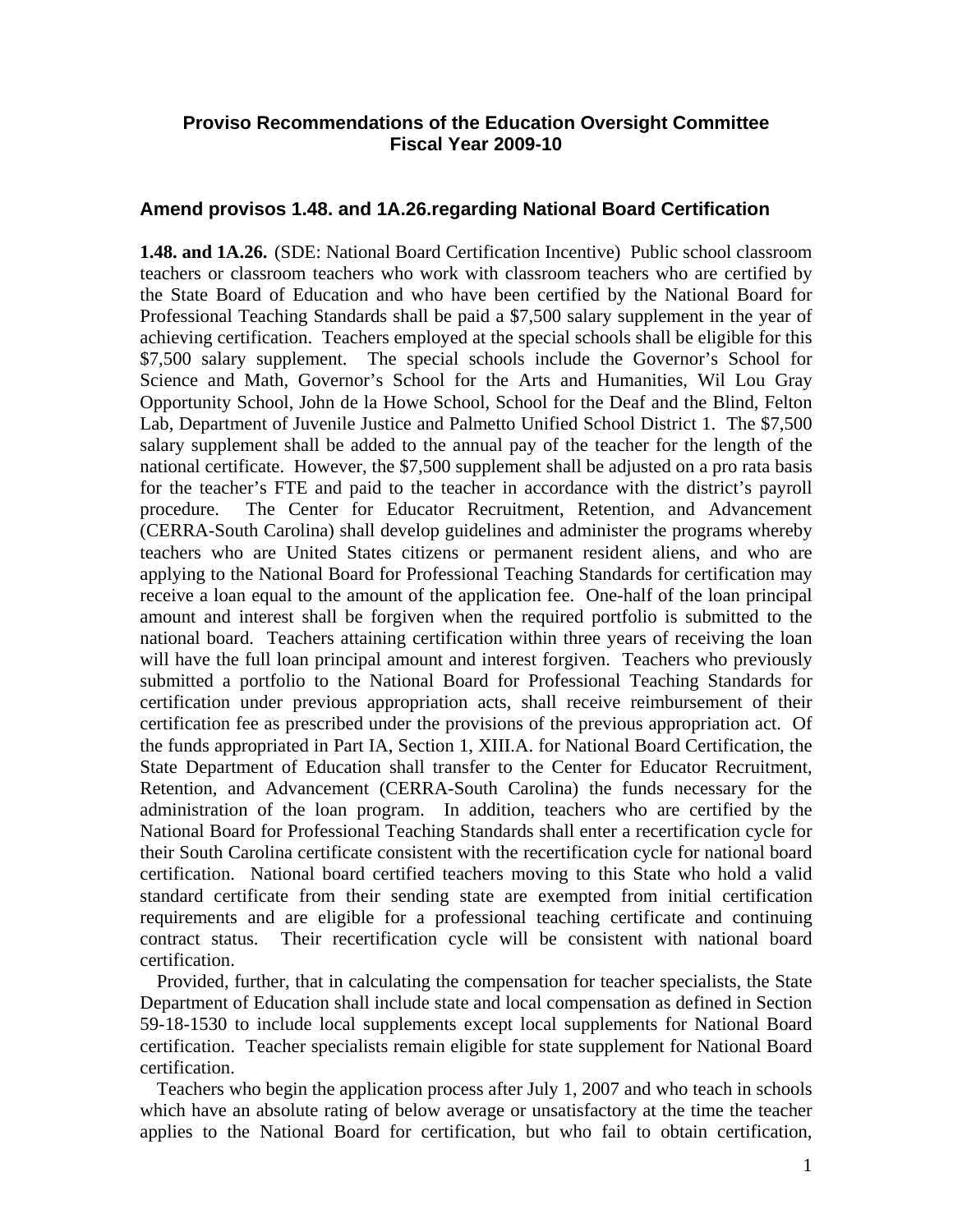## Proviso Recommendations of the Education Oversight Committee Fiscal Year 2009-10

### Amend provisos 1.48. and 1A.26.regarding National Board Certification

**1.48. and 1A.26.** (SDE: National Board Certification Incentive) Public school classroom teachers or classroom teachers who work with classroom teachers who are certified by the State Board of Education and who have been certified by the National Board for Professional Teaching Standards shall be paid a $7,500 salary supplement in the year of achieving certification. Teachers employed at the special schools shall be eligible for this $7,500 salary supplement. The special schools include the Governor's School for Science and Math, Governor's School for the Arts and Humanities, Wil Lou Gray Opportunity School, John de la Howe School, School for the Deaf and the Blind, Felton Lab, Department of Juvenile Justice and Palmetto Unified School District 1. The $7,500 salary supplement shall be added to the annual pay of the teacher for the length of the national certificate. However, the $7,500 supplement shall be adjusted on a pro rata basis for the teacher's FTE and paid to the teacher in accordance with the district's payroll procedure. The Center for Educator Recruitment, Retention, and Advancement (CERRA-South Carolina) shall develop guidelines and administer the programs whereby teachers who are United States citizens or permanent resident aliens, and who are applying to the National Board for Professional Teaching Standards for certification may receive a loan equal to the amount of the application fee. One-half of the loan principal amount and interest shall be forgiven when the required portfolio is submitted to the national board. Teachers attaining certification within three years of receiving the loan will have the full loan principal amount and interest forgiven. Teachers who previously submitted a portfolio to the National Board for Professional Teaching Standards for certification under previous appropriation acts, shall receive reimbursement of their certification fee as prescribed under the provisions of the previous appropriation act. Of the funds appropriated in Part IA, Section 1, XIII.A. for National Board Certification, the State Department of Education shall transfer to the Center for Educator Recruitment, Retention, and Advancement (CERRA-South Carolina) the funds necessary for the administration of the loan program. In addition, teachers who are certified by the National Board for Professional Teaching Standards shall enter a recertification cycle for their South Carolina certificate consistent with the recertification cycle for national board certification. National board certified teachers moving to this State who hold a valid standard certificate from their sending state are exempted from initial certification requirements and are eligible for a professional teaching certificate and continuing contract status. Their recertification cycle will be consistent with national board certification.

Provided, further, that in calculating the compensation for teacher specialists, the State Department of Education shall include state and local compensation as defined in Section 59-18-1530 to include local supplements except local supplements for National Board certification. Teacher specialists remain eligible for state supplement for National Board certification.

Teachers who begin the application process after July 1, 2007 and who teach in schools which have an absolute rating of below average or unsatisfactory at the time the teacher applies to the National Board for certification, but who fail to obtain certification,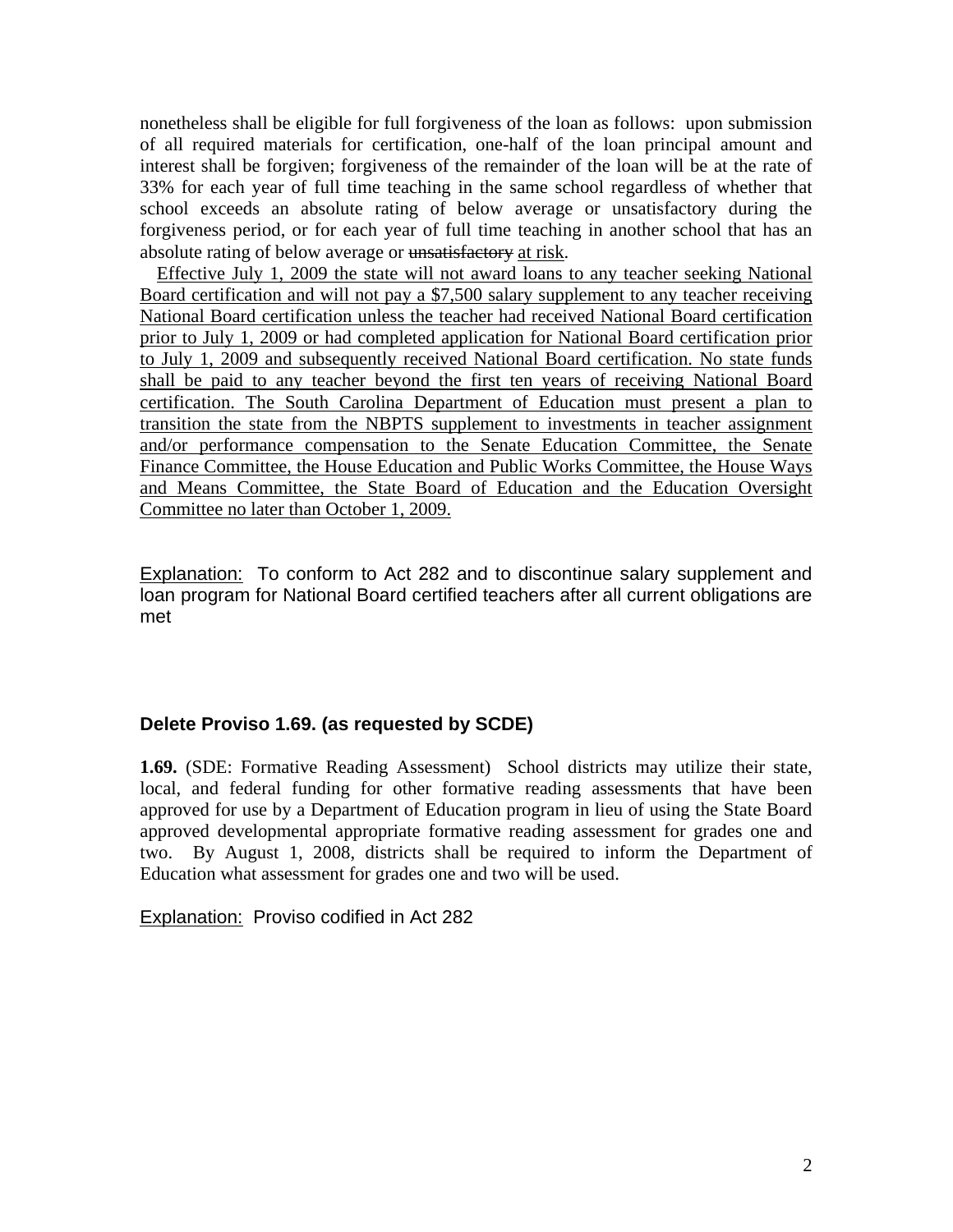nonetheless shall be eligible for full forgiveness of the loan as follows: upon submission of all required materials for certification, one-half of the loan principal amount and interest shall be forgiven; forgiveness of the remainder of the loan will be at the rate of 33% for each year of full time teaching in the same school regardless of whether that school exceeds an absolute rating of below average or unsatisfactory during the forgiveness period, or for each year of full time teaching in another school that has an absolute rating of below average or ~~unsatisfactory~~ <u>at risk</u>.

<u>Effective July 1, 2009 the state will not award loans to any teacher seeking National Board certification and will not pay a $7,500 salary supplement to any teacher receiving National Board certification unless the teacher had received National Board certification prior to July 1, 2009 or had completed application for National Board certification prior to July 1, 2009 and subsequently received National Board certification. No state funds shall be paid to any teacher beyond the first ten years of receiving National Board certification. The South Carolina Department of Education must present a plan to transition the state from the NBPTS supplement to investments in teacher assignment and/or performance compensation to the Senate Education Committee, the Senate Finance Committee, the House Education and Public Works Committee, the House Ways and Means Committee, the State Board of Education and the Education Oversight Committee no later than October 1, 2009.</u>

<u>Explanation:</u> To conform to Act 282 and to discontinue salary supplement and loan program for National Board certified teachers after all current obligations are met

### Delete Proviso 1.69. (as requested by SCDE)

**1.69.** (SDE: Formative Reading Assessment) School districts may utilize their state, local, and federal funding for other formative reading assessments that have been approved for use by a Department of Education program in lieu of using the State Board approved developmental appropriate formative reading assessment for grades one and two. By August 1, 2008, districts shall be required to inform the Department of Education what assessment for grades one and two will be used.

<u>Explanation:</u> Proviso codified in Act 282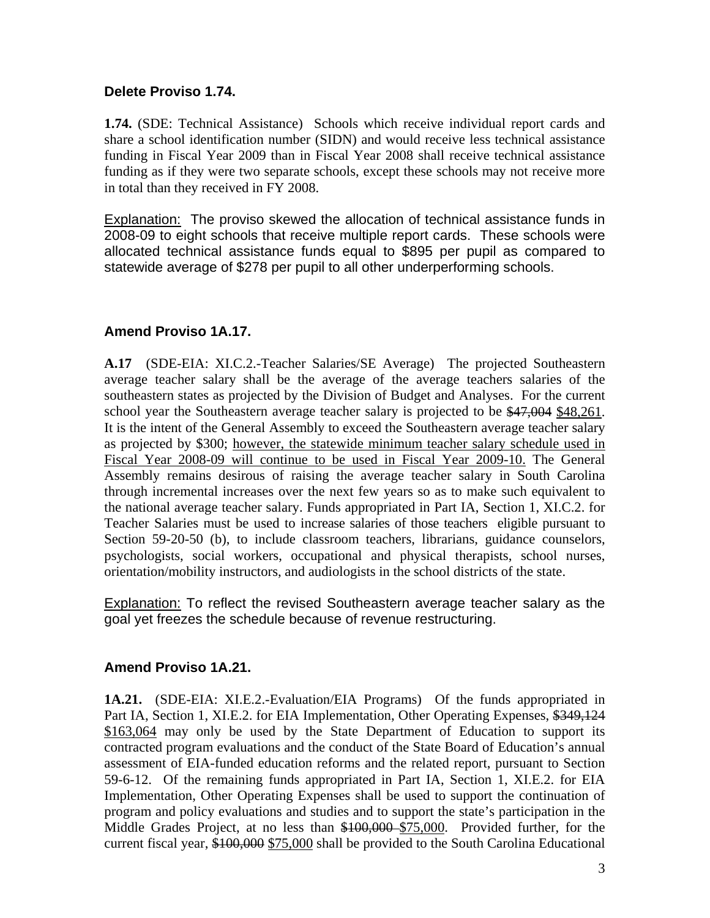**Delete Proviso 1.74.**

**1.74.** (SDE: Technical Assistance) Schools which receive individual report cards and share a school identification number (SIDN) and would receive less technical assistance funding in Fiscal Year 2009 than in Fiscal Year 2008 shall receive technical assistance funding as if they were two separate schools, except these schools may not receive more in total than they received in FY 2008.

Explanation: The proviso skewed the allocation of technical assistance funds in 2008-09 to eight schools that receive multiple report cards. These schools were allocated technical assistance funds equal to \$895 per pupil as compared to statewide average of \$278 per pupil to all other underperforming schools.

**Amend Proviso 1A.17.**

**A.17** (SDE-EIA: XI.C.2.-Teacher Salaries/SE Average) The projected Southeastern average teacher salary shall be the average of the average teachers salaries of the southeastern states as projected by the Division of Budget and Analyses. For the current school year the Southeastern average teacher salary is projected to be ~~\$47,004~~ \$48,261. It is the intent of the General Assembly to exceed the Southeastern average teacher salary as projected by \$300; however, the statewide minimum teacher salary schedule used in Fiscal Year 2008-09 will continue to be used in Fiscal Year 2009-10. The General Assembly remains desirous of raising the average teacher salary in South Carolina through incremental increases over the next few years so as to make such equivalent to the national average teacher salary. Funds appropriated in Part IA, Section 1, XI.C.2. for Teacher Salaries must be used to increase salaries of those teachers eligible pursuant to Section 59-20-50 (b), to include classroom teachers, librarians, guidance counselors, psychologists, social workers, occupational and physical therapists, school nurses, orientation/mobility instructors, and audiologists in the school districts of the state.

Explanation: To reflect the revised Southeastern average teacher salary as the goal yet freezes the schedule because of revenue restructuring.

**Amend Proviso 1A.21.**

**1A.21.** (SDE-EIA: XI.E.2.-Evaluation/EIA Programs) Of the funds appropriated in Part IA, Section 1, XI.E.2. for EIA Implementation, Other Operating Expenses, ~~\$349,124~~ \$163,064 may only be used by the State Department of Education to support its contracted program evaluations and the conduct of the State Board of Education's annual assessment of EIA-funded education reforms and the related report, pursuant to Section 59-6-12. Of the remaining funds appropriated in Part IA, Section 1, XI.E.2. for EIA Implementation, Other Operating Expenses shall be used to support the continuation of program and policy evaluations and studies and to support the state's participation in the Middle Grades Project, at no less than ~~\$100,000~~ \$75,000. Provided further, for the current fiscal year, ~~\$100,000~~ \$75,000 shall be provided to the South Carolina Educational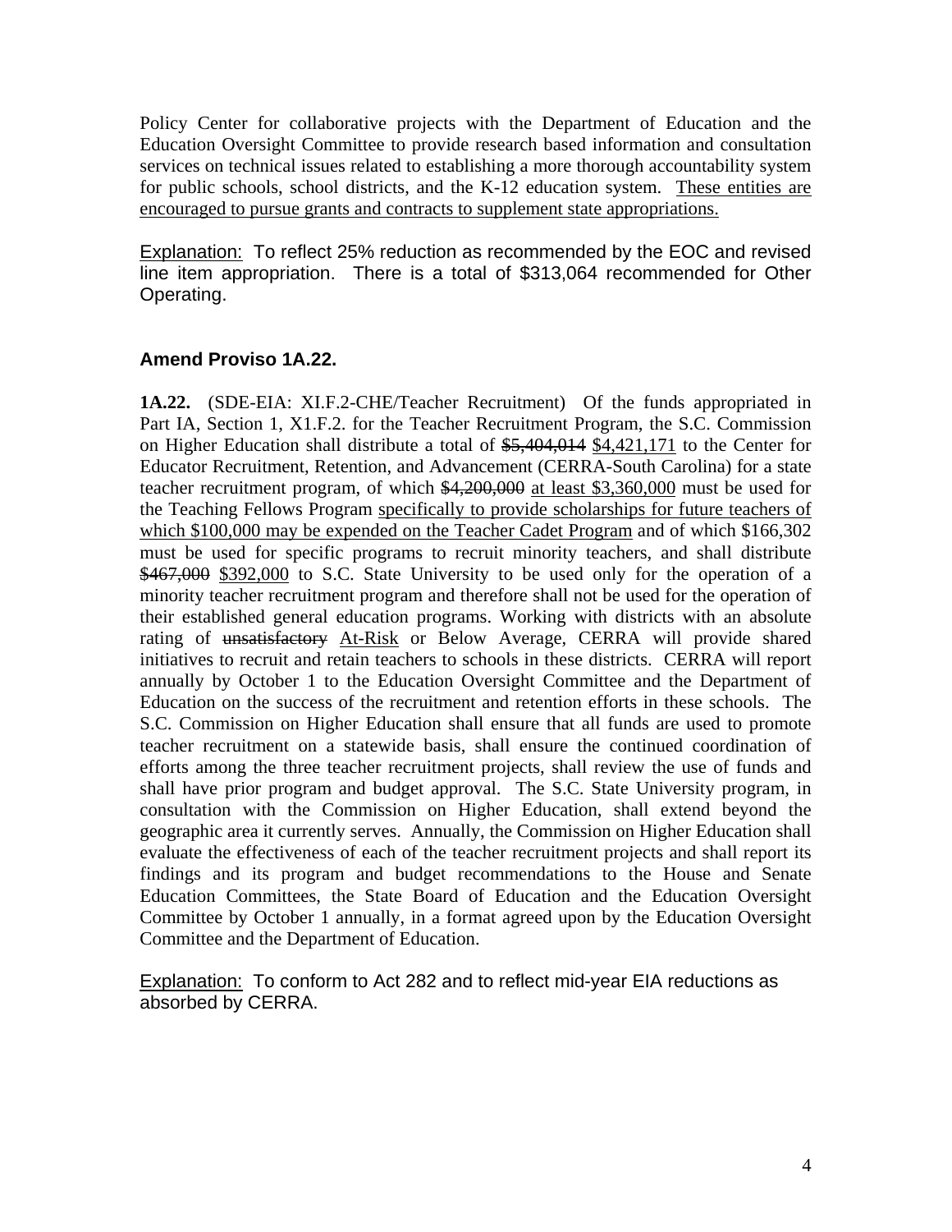Policy Center for collaborative projects with the Department of Education and the Education Oversight Committee to provide research based information and consultation services on technical issues related to establishing a more thorough accountability system for public schools, school districts, and the K-12 education system. <u>These entities are encouraged to pursue grants and contracts to supplement state appropriations.</u>

<u>Explanation:</u> To reflect 25% reduction as recommended by the EOC and revised line item appropriation. There is a total of $313,064 recommended for Other Operating.

### Amend Proviso 1A.22.

**1A.22.** (SDE-EIA: XI.F.2-CHE/Teacher Recruitment) Of the funds appropriated in Part IA, Section 1, X1.F.2. for the Teacher Recruitment Program, the S.C. Commission on Higher Education shall distribute a total of ~~$5,404,014~~ <u>$4,421,171</u> to the Center for Educator Recruitment, Retention, and Advancement (CERRA-South Carolina) for a state teacher recruitment program, of which ~~$4,200,000~~ <u>at least $3,360,000</u> must be used for the Teaching Fellows Program <u>specifically to provide scholarships for future teachers of which $100,000 may be expended on the Teacher Cadet Program</u> and of which $166,302 must be used for specific programs to recruit minority teachers, and shall distribute ~~$467,000~~ <u>$392,000</u> to S.C. State University to be used only for the operation of a minority teacher recruitment program and therefore shall not be used for the operation of their established general education programs. Working with districts with an absolute rating of ~~unsatisfactory~~ <u>At-Risk</u> or Below Average, CERRA will provide shared initiatives to recruit and retain teachers to schools in these districts. CERRA will report annually by October 1 to the Education Oversight Committee and the Department of Education on the success of the recruitment and retention efforts in these schools. The S.C. Commission on Higher Education shall ensure that all funds are used to promote teacher recruitment on a statewide basis, shall ensure the continued coordination of efforts among the three teacher recruitment projects, shall review the use of funds and shall have prior program and budget approval. The S.C. State University program, in consultation with the Commission on Higher Education, shall extend beyond the geographic area it currently serves. Annually, the Commission on Higher Education shall evaluate the effectiveness of each of the teacher recruitment projects and shall report its findings and its program and budget recommendations to the House and Senate Education Committees, the State Board of Education and the Education Oversight Committee by October 1 annually, in a format agreed upon by the Education Oversight Committee and the Department of Education.

<u>Explanation:</u> To conform to Act 282 and to reflect mid-year EIA reductions as absorbed by CERRA.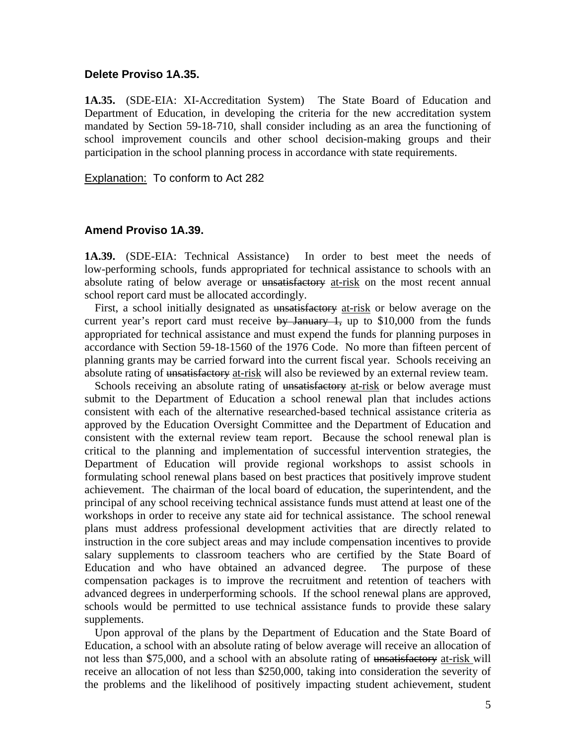### Delete Proviso 1A.35.

**1A.35.** (SDE-EIA: XI-Accreditation System) The State Board of Education and Department of Education, in developing the criteria for the new accreditation system mandated by Section 59-18-710, shall consider including as an area the functioning of school improvement councils and other school decision-making groups and their participation in the school planning process in accordance with state requirements.

<u>Explanation:</u> To conform to Act 282

### Amend Proviso 1A.39.

**1A.39.** (SDE-EIA: Technical Assistance) In order to best meet the needs of low-performing schools, funds appropriated for technical assistance to schools with an absolute rating of below average or ~~unsatisfactory~~ <u>at-risk</u> on the most recent annual school report card must be allocated accordingly.

First, a school initially designated as ~~unsatisfactory~~ <u>at-risk</u> or below average on the current year's report card must receive ~~by January 1,~~ up to $10,000 from the funds appropriated for technical assistance and must expend the funds for planning purposes in accordance with Section 59-18-1560 of the 1976 Code. No more than fifteen percent of planning grants may be carried forward into the current fiscal year. Schools receiving an absolute rating of ~~unsatisfactory~~ <u>at-risk</u> will also be reviewed by an external review team.

Schools receiving an absolute rating of ~~unsatisfactory~~ <u>at-risk</u> or below average must submit to the Department of Education a school renewal plan that includes actions consistent with each of the alternative researched-based technical assistance criteria as approved by the Education Oversight Committee and the Department of Education and consistent with the external review team report. Because the school renewal plan is critical to the planning and implementation of successful intervention strategies, the Department of Education will provide regional workshops to assist schools in formulating school renewal plans based on best practices that positively improve student achievement. The chairman of the local board of education, the superintendent, and the principal of any school receiving technical assistance funds must attend at least one of the workshops in order to receive any state aid for technical assistance. The school renewal plans must address professional development activities that are directly related to instruction in the core subject areas and may include compensation incentives to provide salary supplements to classroom teachers who are certified by the State Board of Education and who have obtained an advanced degree. The purpose of these compensation packages is to improve the recruitment and retention of teachers with advanced degrees in underperforming schools. If the school renewal plans are approved, schools would be permitted to use technical assistance funds to provide these salary supplements.

Upon approval of the plans by the Department of Education and the State Board of Education, a school with an absolute rating of below average will receive an allocation of not less than $75,000, and a school with an absolute rating of ~~unsatisfactory~~ <u>at-risk</u> will receive an allocation of not less than $250,000, taking into consideration the severity of the problems and the likelihood of positively impacting student achievement, student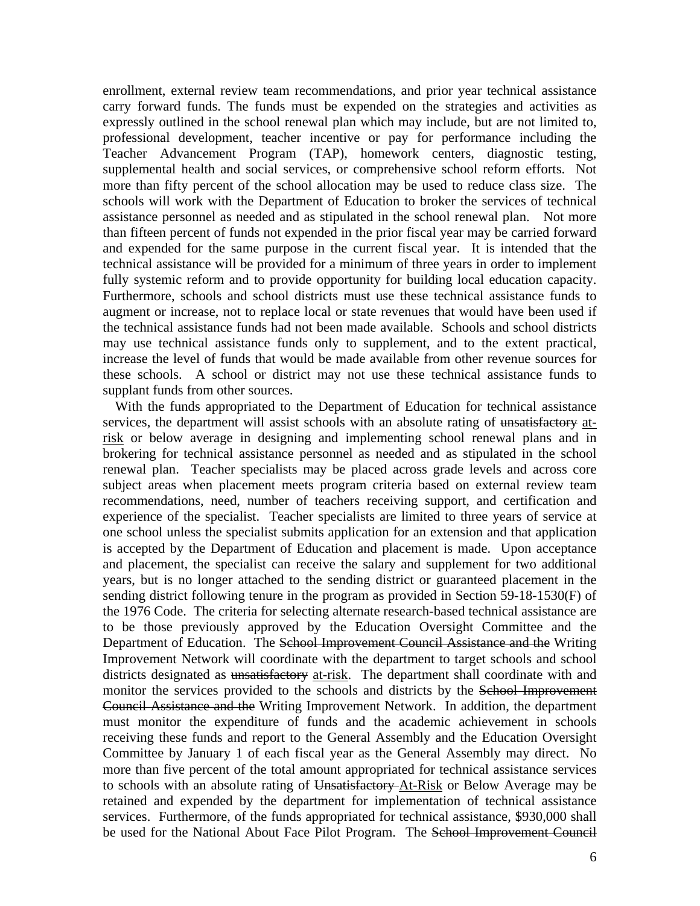enrollment, external review team recommendations, and prior year technical assistance carry forward funds. The funds must be expended on the strategies and activities as expressly outlined in the school renewal plan which may include, but are not limited to, professional development, teacher incentive or pay for performance including the Teacher Advancement Program (TAP), homework centers, diagnostic testing, supplemental health and social services, or comprehensive school reform efforts. Not more than fifty percent of the school allocation may be used to reduce class size. The schools will work with the Department of Education to broker the services of technical assistance personnel as needed and as stipulated in the school renewal plan. Not more than fifteen percent of funds not expended in the prior fiscal year may be carried forward and expended for the same purpose in the current fiscal year. It is intended that the technical assistance will be provided for a minimum of three years in order to implement fully systemic reform and to provide opportunity for building local education capacity. Furthermore, schools and school districts must use these technical assistance funds to augment or increase, not to replace local or state revenues that would have been used if the technical assistance funds had not been made available. Schools and school districts may use technical assistance funds only to supplement, and to the extent practical, increase the level of funds that would be made available from other revenue sources for these schools. A school or district may not use these technical assistance funds to supplant funds from other sources.

With the funds appropriated to the Department of Education for technical assistance services, the department will assist schools with an absolute rating of ~~unsatisfactory~~ <u>at-risk</u> or below average in designing and implementing school renewal plans and in brokering for technical assistance personnel as needed and as stipulated in the school renewal plan. Teacher specialists may be placed across grade levels and across core subject areas when placement meets program criteria based on external review team recommendations, need, number of teachers receiving support, and certification and experience of the specialist. Teacher specialists are limited to three years of service at one school unless the specialist submits application for an extension and that application is accepted by the Department of Education and placement is made. Upon acceptance and placement, the specialist can receive the salary and supplement for two additional years, but is no longer attached to the sending district or guaranteed placement in the sending district following tenure in the program as provided in Section 59-18-1530(F) of the 1976 Code. The criteria for selecting alternate research-based technical assistance are to be those previously approved by the Education Oversight Committee and the Department of Education. The ~~School Improvement Council Assistance and the~~ Writing Improvement Network will coordinate with the department to target schools and school districts designated as ~~unsatisfactory~~ <u>at-risk</u>. The department shall coordinate with and monitor the services provided to the schools and districts by the ~~School Improvement Council Assistance and the~~ Writing Improvement Network. In addition, the department must monitor the expenditure of funds and the academic achievement in schools receiving these funds and report to the General Assembly and the Education Oversight Committee by January 1 of each fiscal year as the General Assembly may direct. No more than five percent of the total amount appropriated for technical assistance services to schools with an absolute rating of ~~Unsatisfactory~~ <u>At-Risk</u> or Below Average may be retained and expended by the department for implementation of technical assistance services. Furthermore, of the funds appropriated for technical assistance, $930,000 shall be used for the National About Face Pilot Program. The ~~School Improvement Council~~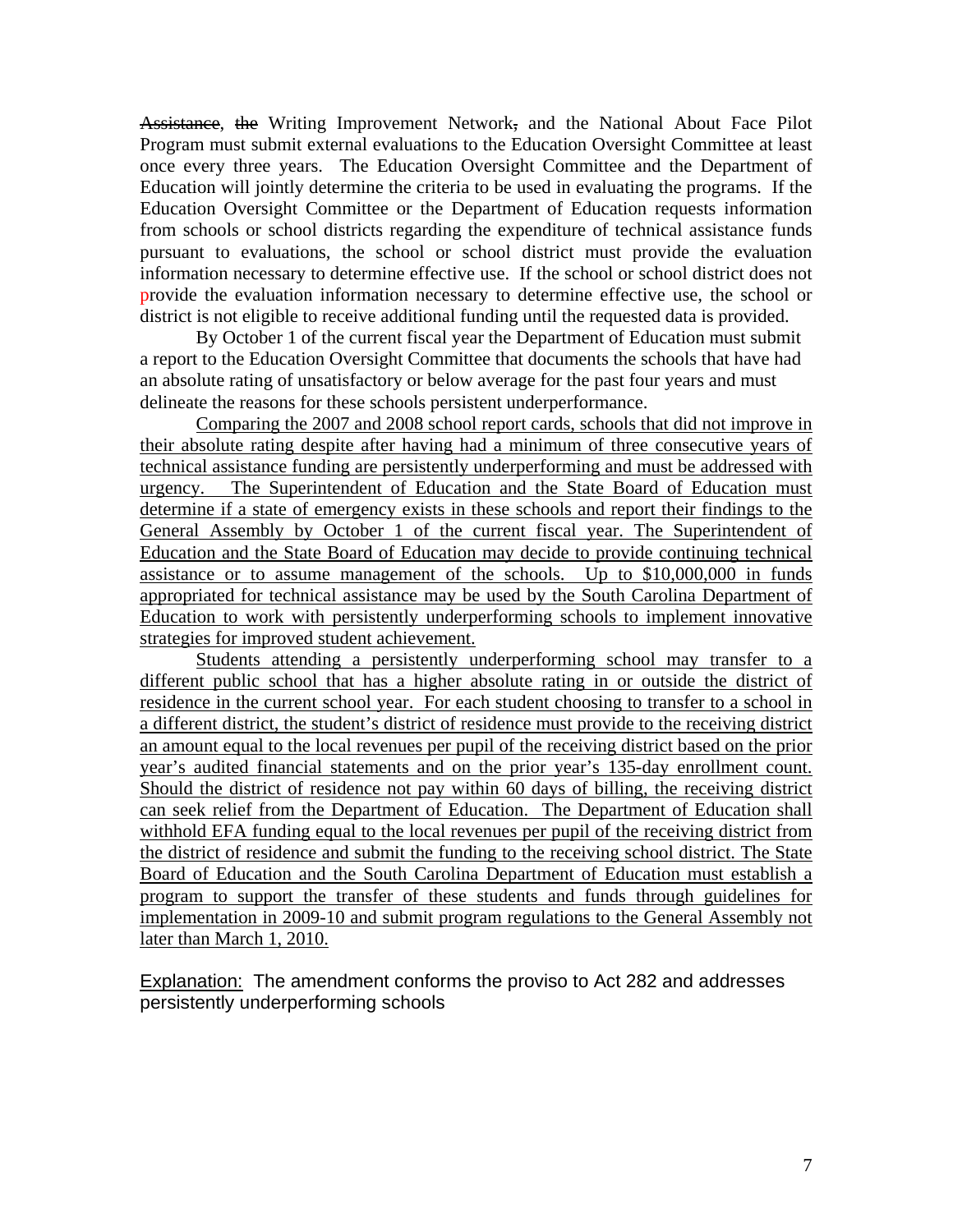~~Assistance~~, ~~the~~ Writing Improvement Network~~,~~ and the National About Face Pilot Program must submit external evaluations to the Education Oversight Committee at least once every three years. The Education Oversight Committee and the Department of Education will jointly determine the criteria to be used in evaluating the programs. If the Education Oversight Committee or the Department of Education requests information from schools or school districts regarding the expenditure of technical assistance funds pursuant to evaluations, the school or school district must provide the evaluation information necessary to determine effective use. If the school or school district does not provide the evaluation information necessary to determine effective use, the school or district is not eligible to receive additional funding until the requested data is provided.

By October 1 of the current fiscal year the Department of Education must submit a report to the Education Oversight Committee that documents the schools that have had an absolute rating of unsatisfactory or below average for the past four years and must delineate the reasons for these schools persistent underperformance.

<u>Comparing the 2007 and 2008 school report cards, schools that did not improve in their absolute rating despite after having had a minimum of three consecutive years of technical assistance funding are persistently underperforming and must be addressed with urgency. The Superintendent of Education and the State Board of Education must determine if a state of emergency exists in these schools and report their findings to the General Assembly by October 1 of the current fiscal year. The Superintendent of Education and the State Board of Education may decide to provide continuing technical assistance or to assume management of the schools. Up to $10,000,000 in funds appropriated for technical assistance may be used by the South Carolina Department of Education to work with persistently underperforming schools to implement innovative strategies for improved student achievement.</u>

<u>Students attending a persistently underperforming school may transfer to a different public school that has a higher absolute rating in or outside the district of residence in the current school year. For each student choosing to transfer to a school in a different district, the student's district of residence must provide to the receiving district an amount equal to the local revenues per pupil of the receiving district based on the prior year's audited financial statements and on the prior year's 135-day enrollment count. Should the district of residence not pay within 60 days of billing, the receiving district can seek relief from the Department of Education. The Department of Education shall withhold EFA funding equal to the local revenues per pupil of the receiving district from the district of residence and submit the funding to the receiving school district. The State Board of Education and the South Carolina Department of Education must establish a program to support the transfer of these students and funds through guidelines for implementation in 2009-10 and submit program regulations to the General Assembly not later than March 1, 2010.</u>

<u>Explanation:</u> The amendment conforms the proviso to Act 282 and addresses persistently underperforming schools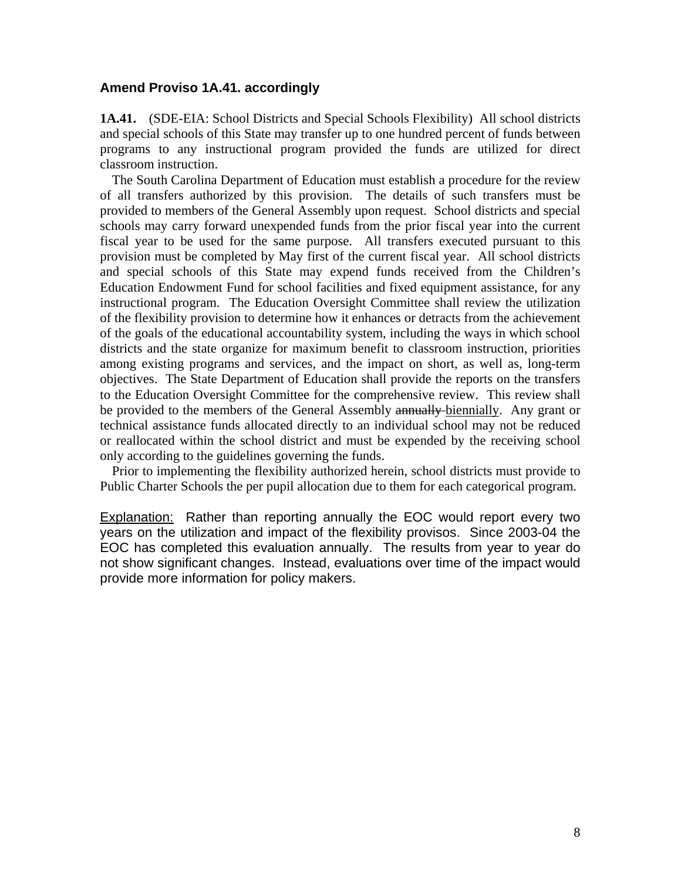**Amend Proviso 1A.41. accordingly**

**1A.41.** (SDE-EIA: School Districts and Special Schools Flexibility) All school districts and special schools of this State may transfer up to one hundred percent of funds between programs to any instructional program provided the funds are utilized for direct classroom instruction.

The South Carolina Department of Education must establish a procedure for the review of all transfers authorized by this provision. The details of such transfers must be provided to members of the General Assembly upon request. School districts and special schools may carry forward unexpended funds from the prior fiscal year into the current fiscal year to be used for the same purpose. All transfers executed pursuant to this provision must be completed by May first of the current fiscal year. All school districts and special schools of this State may expend funds received from the Children's Education Endowment Fund for school facilities and fixed equipment assistance, for any instructional program. The Education Oversight Committee shall review the utilization of the flexibility provision to determine how it enhances or detracts from the achievement of the goals of the educational accountability system, including the ways in which school districts and the state organize for maximum benefit to classroom instruction, priorities among existing programs and services, and the impact on short, as well as, long-term objectives. The State Department of Education shall provide the reports on the transfers to the Education Oversight Committee for the comprehensive review. This review shall be provided to the members of the General Assembly ~~annually~~ <u>biennially</u>. Any grant or technical assistance funds allocated directly to an individual school may not be reduced or reallocated within the school district and must be expended by the receiving school only according to the guidelines governing the funds.

Prior to implementing the flexibility authorized herein, school districts must provide to Public Charter Schools the per pupil allocation due to them for each categorical program.

<u>Explanation:</u> Rather than reporting annually the EOC would report every two years on the utilization and impact of the flexibility provisos. Since 2003-04 the EOC has completed this evaluation annually. The results from year to year do not show significant changes. Instead, evaluations over time of the impact would provide more information for policy makers.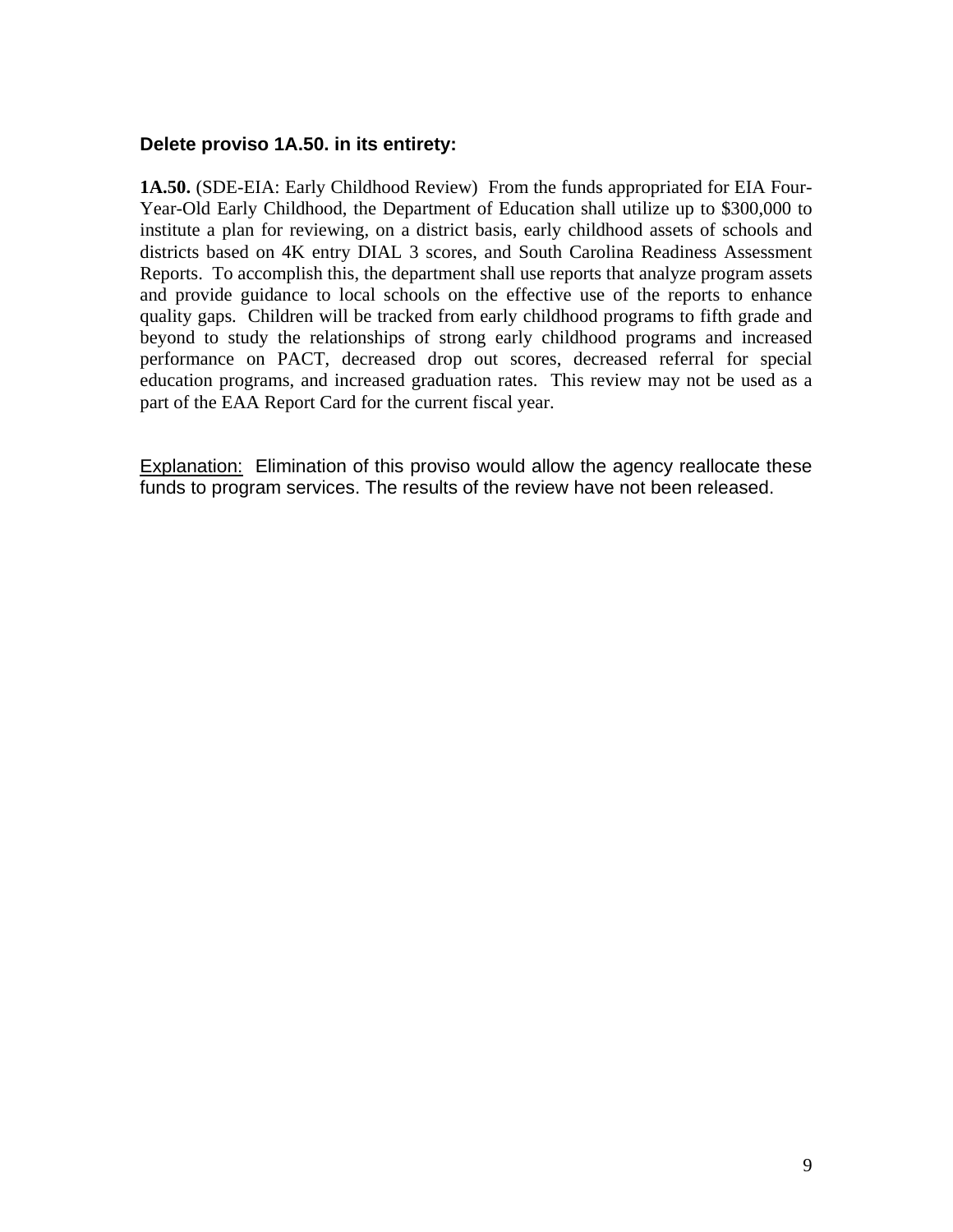**Delete proviso 1A.50. in its entirety:**

**1A.50.** (SDE-EIA: Early Childhood Review) From the funds appropriated for EIA Four-Year-Old Early Childhood, the Department of Education shall utilize up to $300,000 to institute a plan for reviewing, on a district basis, early childhood assets of schools and districts based on 4K entry DIAL 3 scores, and South Carolina Readiness Assessment Reports. To accomplish this, the department shall use reports that analyze program assets and provide guidance to local schools on the effective use of the reports to enhance quality gaps. Children will be tracked from early childhood programs to fifth grade and beyond to study the relationships of strong early childhood programs and increased performance on PACT, decreased drop out scores, decreased referral for special education programs, and increased graduation rates. This review may not be used as a part of the EAA Report Card for the current fiscal year.

Explanation: Elimination of this proviso would allow the agency reallocate these funds to program services. The results of the review have not been released.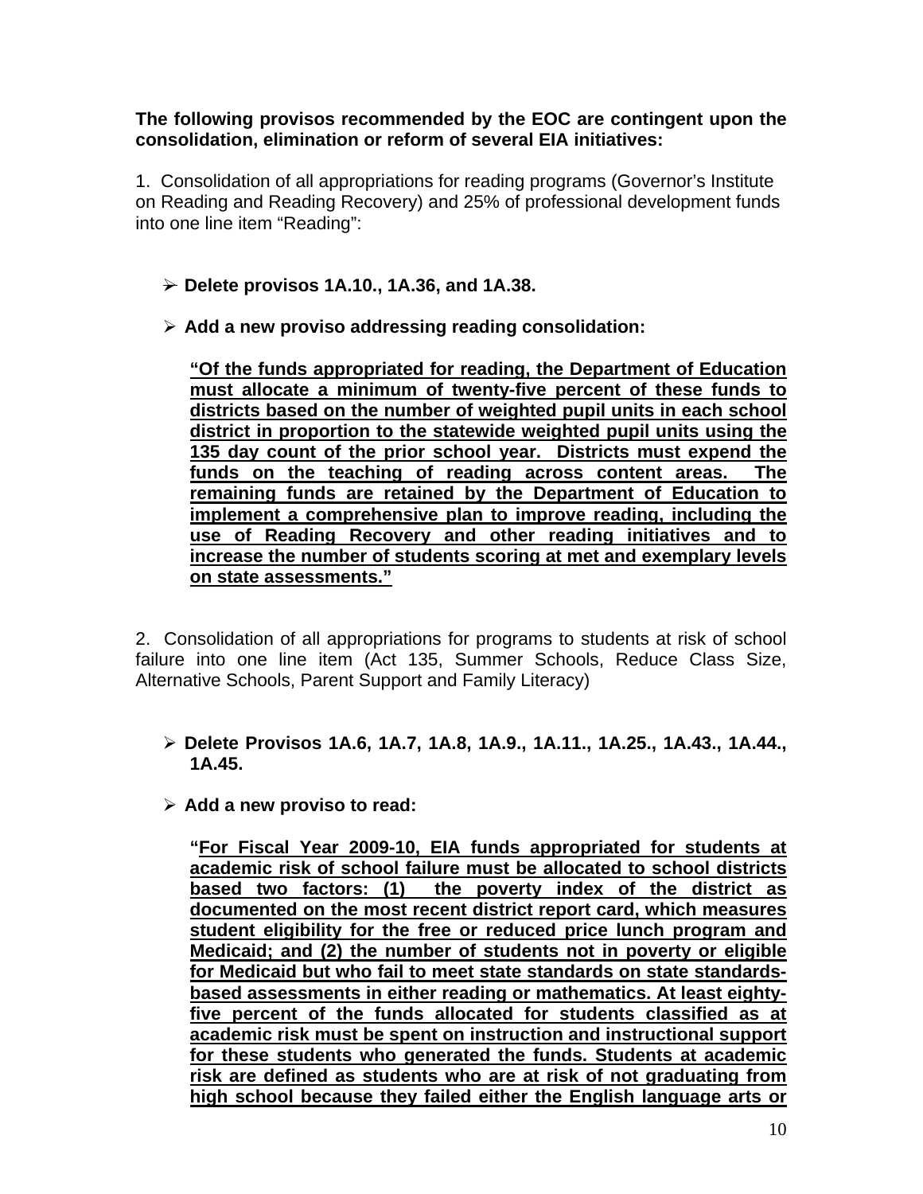**The following provisos recommended by the EOC are contingent upon the consolidation, elimination or reform of several EIA initiatives:**

1. Consolidation of all appropriations for reading programs (Governor's Institute on Reading and Reading Recovery) and 25% of professional development funds into one line item "Reading":

- **Delete provisos 1A.10., 1A.36, and 1A.38.**
- **Add a new proviso addressing reading consolidation:**

  **<u>"Of the funds appropriated for reading, the Department of Education must allocate a minimum of twenty-five percent of these funds to districts based on the number of weighted pupil units in each school district in proportion to the statewide weighted pupil units using the 135 day count of the prior school year. Districts must expend the funds on the teaching of reading across content areas. The remaining funds are retained by the Department of Education to implement a comprehensive plan to improve reading, including the use of Reading Recovery and other reading initiatives and to increase the number of students scoring at met and exemplary levels on state assessments."</u>**

2. Consolidation of all appropriations for programs to students at risk of school failure into one line item (Act 135, Summer Schools, Reduce Class Size, Alternative Schools, Parent Support and Family Literacy)

- **Delete Provisos 1A.6, 1A.7, 1A.8, 1A.9., 1A.11., 1A.25., 1A.43., 1A.44., 1A.45.**
- **Add a new proviso to read:**

  **"<u>For Fiscal Year 2009-10, EIA funds appropriated for students at academic risk of school failure must be allocated to school districts based two factors: (1) the poverty index of the district as documented on the most recent district report card, which measures student eligibility for the free or reduced price lunch program and Medicaid; and (2) the number of students not in poverty or eligible for Medicaid but who fail to meet state standards on state standards-based assessments in either reading or mathematics. At least eighty-five percent of the funds allocated for students classified as at academic risk must be spent on instruction and instructional support for these students who generated the funds. Students at academic risk are defined as students who are at risk of not graduating from high school because they failed either the English language arts or</u>**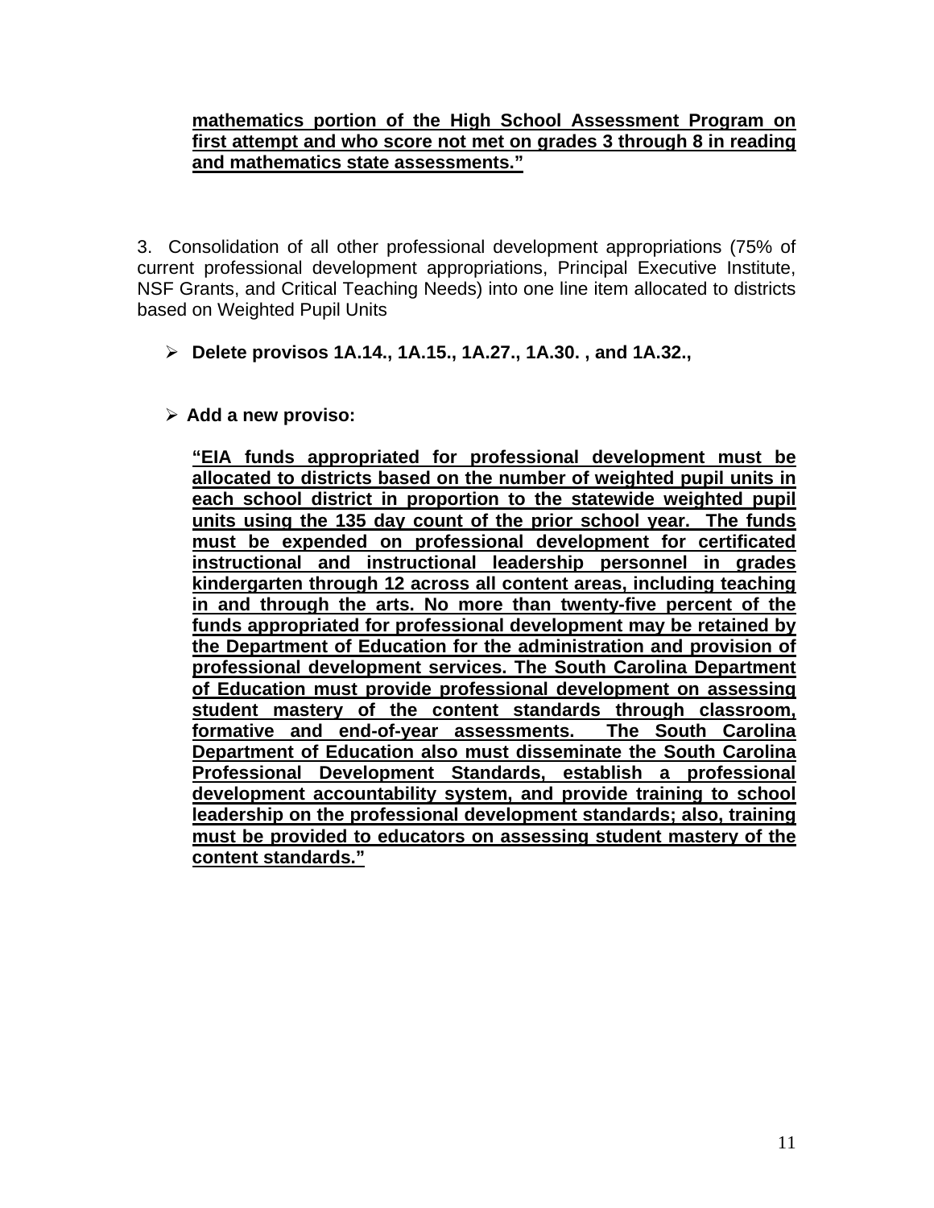**mathematics portion of the High School Assessment Program on first attempt and who score not met on grades 3 through 8 in reading and mathematics state assessments."**

3. Consolidation of all other professional development appropriations (75% of current professional development appropriations, Principal Executive Institute, NSF Grants, and Critical Teaching Needs) into one line item allocated to districts based on Weighted Pupil Units

- **Delete provisos 1A.14., 1A.15., 1A.27., 1A.30. , and 1A.32.,**

- **Add a new proviso:**

  **"EIA funds appropriated for professional development must be allocated to districts based on the number of weighted pupil units in each school district in proportion to the statewide weighted pupil units using the 135 day count of the prior school year. The funds must be expended on professional development for certificated instructional and instructional leadership personnel in grades kindergarten through 12 across all content areas, including teaching in and through the arts. No more than twenty-five percent of the funds appropriated for professional development may be retained by the Department of Education for the administration and provision of professional development services. The South Carolina Department of Education must provide professional development on assessing student mastery of the content standards through classroom, formative and end-of-year assessments. The South Carolina Department of Education also must disseminate the South Carolina Professional Development Standards, establish a professional development accountability system, and provide training to school leadership on the professional development standards; also, training must be provided to educators on assessing student mastery of the content standards."**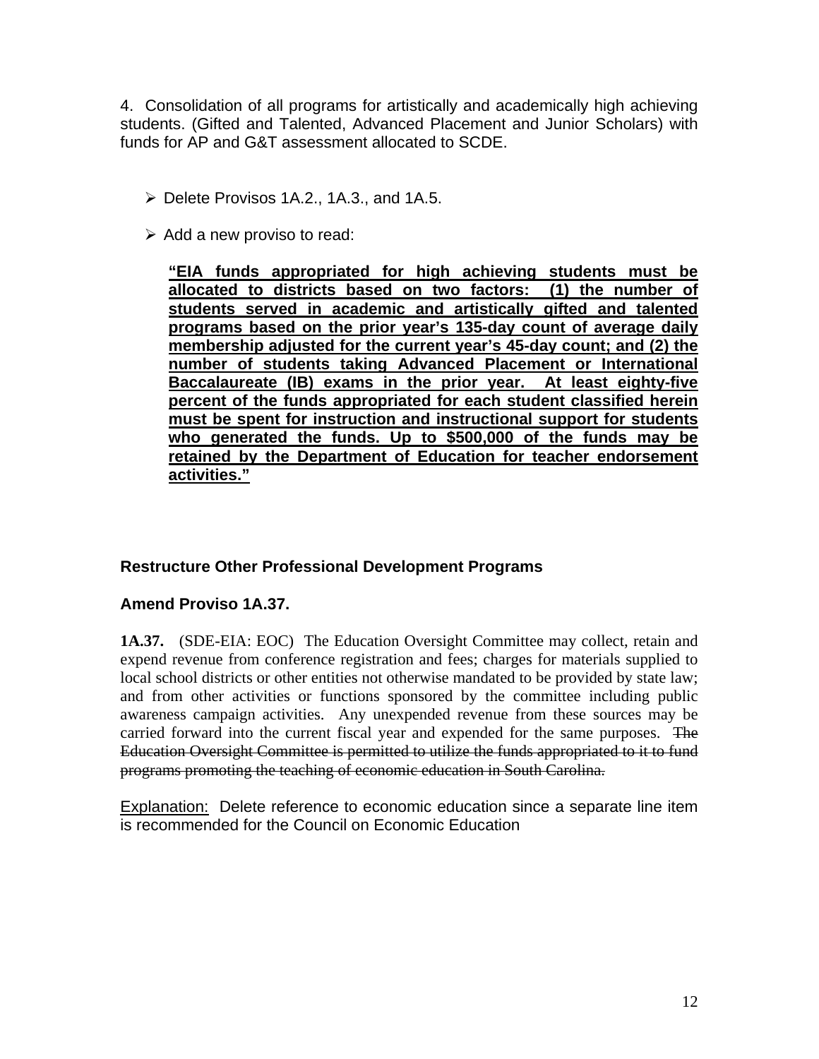4. Consolidation of all programs for artistically and academically high achieving students. (Gifted and Talented, Advanced Placement and Junior Scholars) with funds for AP and G&T assessment allocated to SCDE.

- Delete Provisos 1A.2., 1A.3., and 1A.5.
- Add a new proviso to read:

  <u>**"EIA funds appropriated for high achieving students must be allocated to districts based on two factors: (1) the number of students served in academic and artistically gifted and talented programs based on the prior year's 135-day count of average daily membership adjusted for the current year's 45-day count; and (2) the number of students taking Advanced Placement or International Baccalaureate (IB) exams in the prior year. At least eighty-five percent of the funds appropriated for each student classified herein must be spent for instruction and instructional support for students who generated the funds. Up to $500,000 of the funds may be retained by the Department of Education for teacher endorsement activities."**</u>

### Restructure Other Professional Development Programs

### Amend Proviso 1A.37.

**1A.37.** (SDE-EIA: EOC) The Education Oversight Committee may collect, retain and expend revenue from conference registration and fees; charges for materials supplied to local school districts or other entities not otherwise mandated to be provided by state law; and from other activities or functions sponsored by the committee including public awareness campaign activities. Any unexpended revenue from these sources may be carried forward into the current fiscal year and expended for the same purposes. ~~The Education Oversight Committee is permitted to utilize the funds appropriated to it to fund programs promoting the teaching of economic education in South Carolina.~~

<u>Explanation:</u> Delete reference to economic education since a separate line item is recommended for the Council on Economic Education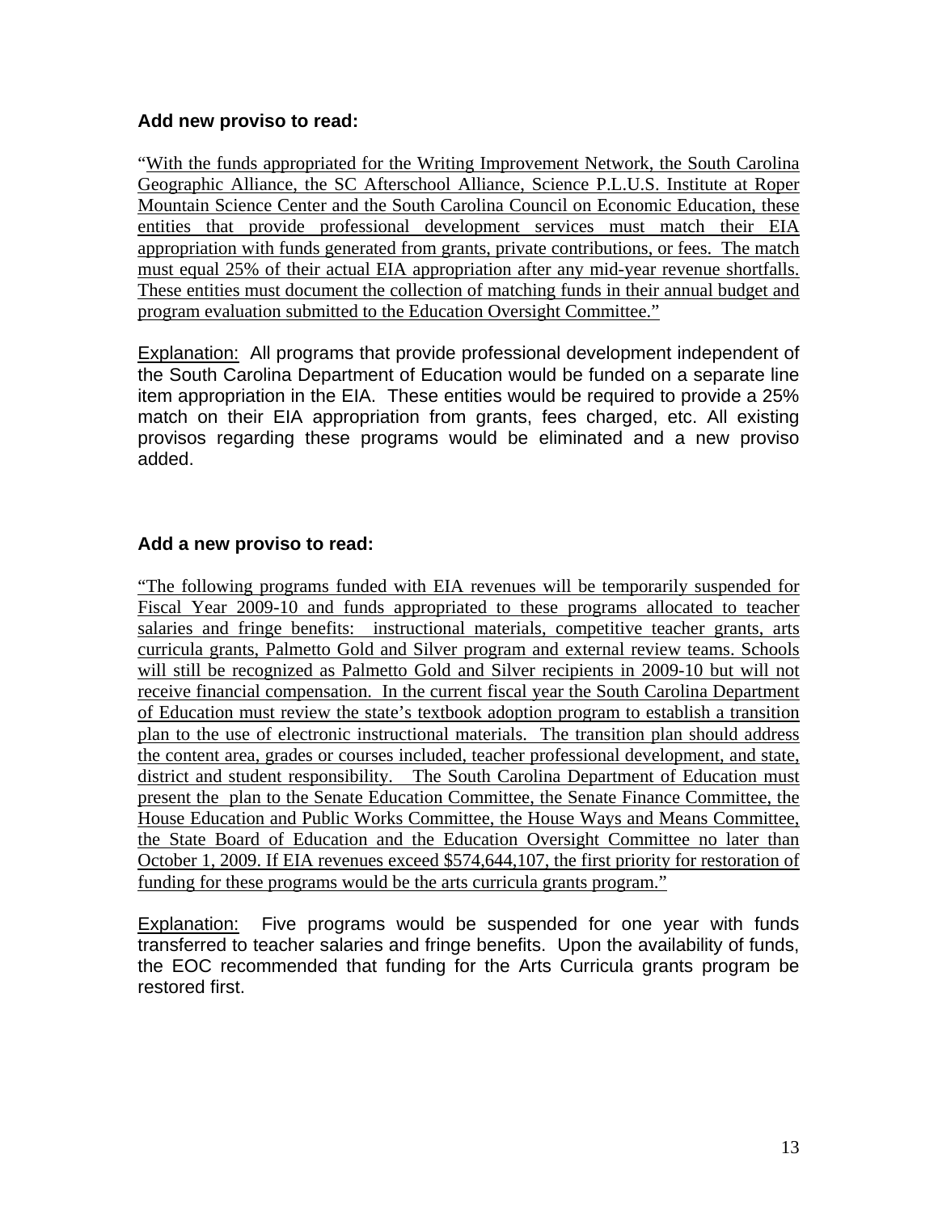**Add new proviso to read:**

"With the funds appropriated for the Writing Improvement Network, the South Carolina Geographic Alliance, the SC Afterschool Alliance, Science P.L.U.S. Institute at Roper Mountain Science Center and the South Carolina Council on Economic Education, these entities that provide professional development services must match their EIA appropriation with funds generated from grants, private contributions, or fees. The match must equal 25% of their actual EIA appropriation after any mid-year revenue shortfalls. These entities must document the collection of matching funds in their annual budget and program evaluation submitted to the Education Oversight Committee."

Explanation: All programs that provide professional development independent of the South Carolina Department of Education would be funded on a separate line item appropriation in the EIA. These entities would be required to provide a 25% match on their EIA appropriation from grants, fees charged, etc. All existing provisos regarding these programs would be eliminated and a new proviso added.

**Add a new proviso to read:**

"The following programs funded with EIA revenues will be temporarily suspended for Fiscal Year 2009-10 and funds appropriated to these programs allocated to teacher salaries and fringe benefits: instructional materials, competitive teacher grants, arts curricula grants, Palmetto Gold and Silver program and external review teams. Schools will still be recognized as Palmetto Gold and Silver recipients in 2009-10 but will not receive financial compensation. In the current fiscal year the South Carolina Department of Education must review the state's textbook adoption program to establish a transition plan to the use of electronic instructional materials. The transition plan should address the content area, grades or courses included, teacher professional development, and state, district and student responsibility. The South Carolina Department of Education must present the plan to the Senate Education Committee, the Senate Finance Committee, the House Education and Public Works Committee, the House Ways and Means Committee, the State Board of Education and the Education Oversight Committee no later than October 1, 2009. If EIA revenues exceed $574,644,107, the first priority for restoration of funding for these programs would be the arts curricula grants program."

Explanation: Five programs would be suspended for one year with funds transferred to teacher salaries and fringe benefits. Upon the availability of funds, the EOC recommended that funding for the Arts Curricula grants program be restored first.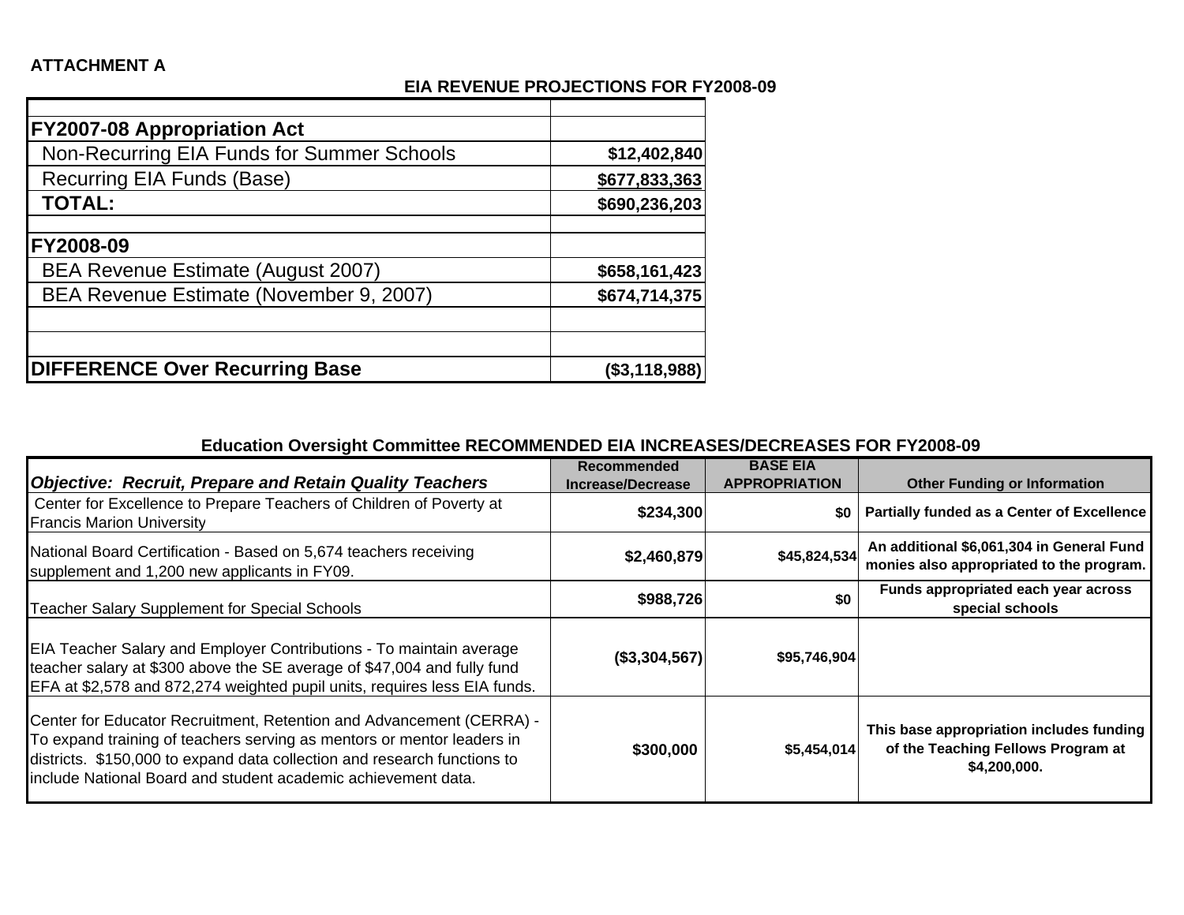**ATTACHMENT A**

**EIA REVENUE PROJECTIONS FOR FY2008-09**

| | |
|---|---|
| **FY2007-08 Appropriation Act** | |
| Non-Recurring EIA Funds for Summer Schools | **$12,402,840** |
| Recurring EIA Funds (Base) | **$677,833,363** |
| **TOTAL:** | **$690,236,203** |
| | |
| **FY2008-09** | |
| BEA Revenue Estimate (August 2007) | **$658,161,423** |
| BEA Revenue Estimate (November 9, 2007) | **$674,714,375** |
| | |
| | |
| **DIFFERENCE Over Recurring Base** | **($3,118,988)** |

**Education Oversight Committee RECOMMENDED EIA INCREASES/DECREASES FOR FY2008-09**

| ***Objective: Recruit, Prepare and Retain Quality Teachers*** | **Recommended Increase/Decrease** | **BASE EIA APPROPRIATION** | **Other Funding or Information** |
|---|---|---|---|
| Center for Excellence to Prepare Teachers of Children of Poverty at Francis Marion University | **$234,300** | **$0** | **Partially funded as a Center of Excellence** |
| National Board Certification - Based on 5,674 teachers receiving supplement and 1,200 new applicants in FY09. | **$2,460,879** | **$45,824,534** | **An additional $6,061,304 in General Fund monies also appropriated to the program.** |
| Teacher Salary Supplement for Special Schools | **$988,726** | **$0** | **Funds appropriated each year across special schools** |
| EIA Teacher Salary and Employer Contributions - To maintain average teacher salary at $300 above the SE average of $47,004 and fully fund EFA at $2,578 and 872,274 weighted pupil units, requires less EIA funds. | **($3,304,567)** | **$95,746,904** | |
| Center for Educator Recruitment, Retention and Advancement (CERRA) - To expand training of teachers serving as mentors or mentor leaders in districts. $150,000 to expand data collection and research functions to include National Board and student academic achievement data. | **$300,000** | **$5,454,014** | **This base appropriation includes funding of the Teaching Fellows Program at $4,200,000.** |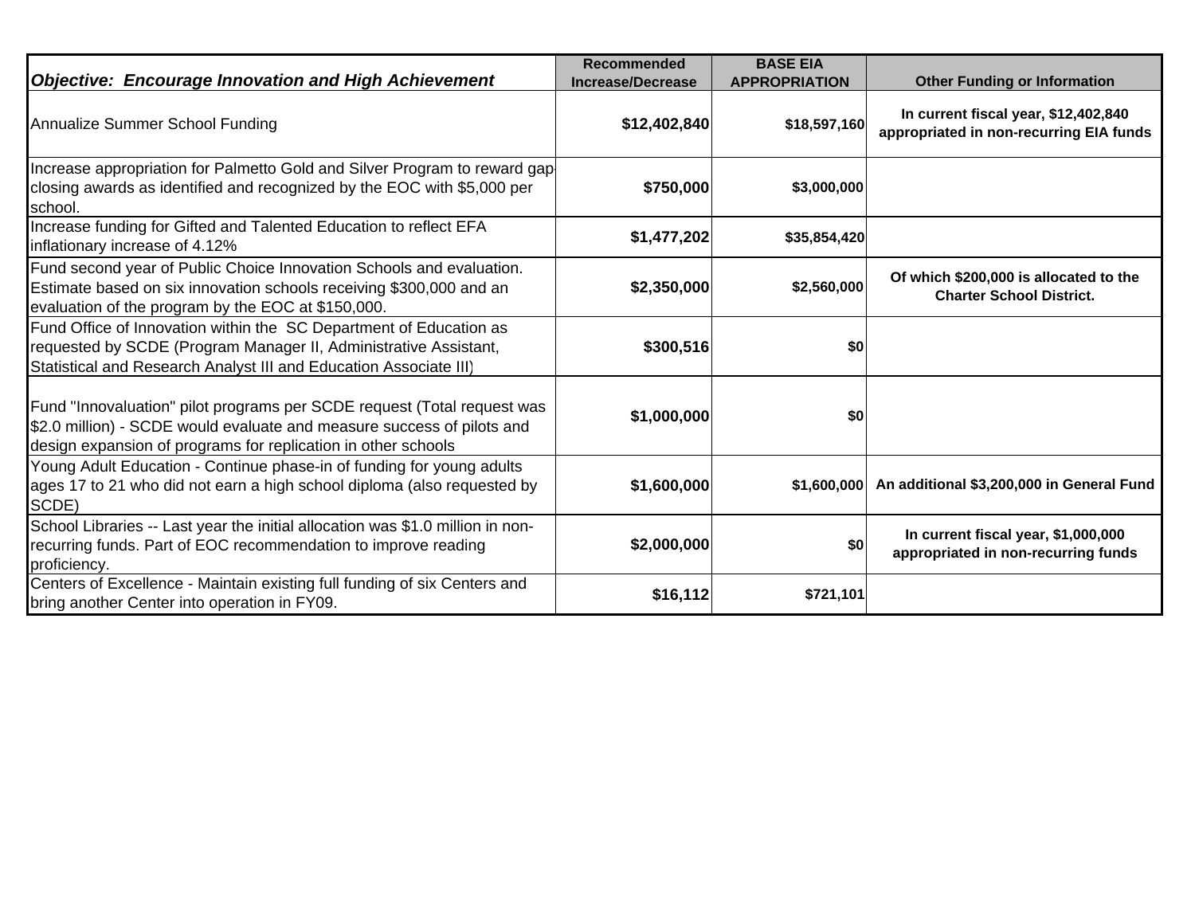| *Objective: Encourage Innovation and High Achievement* | Recommended Increase/Decrease | BASE EIA APPROPRIATION | Other Funding or Information |
|---|---|---|---|
| Annualize Summer School Funding | **$12,402,840** | **$18,597,160** | **In current fiscal year, $12,402,840 appropriated in non-recurring EIA funds** |
| Increase appropriation for Palmetto Gold and Silver Program to reward gap-closing awards as identified and recognized by the EOC with $5,000 per school. | **$750,000** | **$3,000,000** | |
| Increase funding for Gifted and Talented Education to reflect EFA inflationary increase of 4.12% | **$1,477,202** | **$35,854,420** | |
| Fund second year of Public Choice Innovation Schools and evaluation. Estimate based on six innovation schools receiving $300,000 and an evaluation of the program by the EOC at $150,000. | **$2,350,000** | **$2,560,000** | **Of which $200,000 is allocated to the Charter School District.** |
| Fund Office of Innovation within the SC Department of Education as requested by SCDE (Program Manager II, Administrative Assistant, Statistical and Research Analyst III and Education Associate III) | **$300,516** | **$0** | |
| Fund "Innovaluation" pilot programs per SCDE request (Total request was $2.0 million) - SCDE would evaluate and measure success of pilots and design expansion of programs for replication in other schools | **$1,000,000** | **$0** | |
| Young Adult Education - Continue phase-in of funding for young adults ages 17 to 21 who did not earn a high school diploma (also requested by SCDE) | **$1,600,000** | **$1,600,000** | **An additional $3,200,000 in General Fund** |
| School Libraries -- Last year the initial allocation was $1.0 million in non-recurring funds. Part of EOC recommendation to improve reading proficiency. | **$2,000,000** | **$0** | **In current fiscal year, $1,000,000 appropriated in non-recurring funds** |
| Centers of Excellence - Maintain existing full funding of six Centers and bring another Center into operation in FY09. | **$16,112** | **$721,101** | |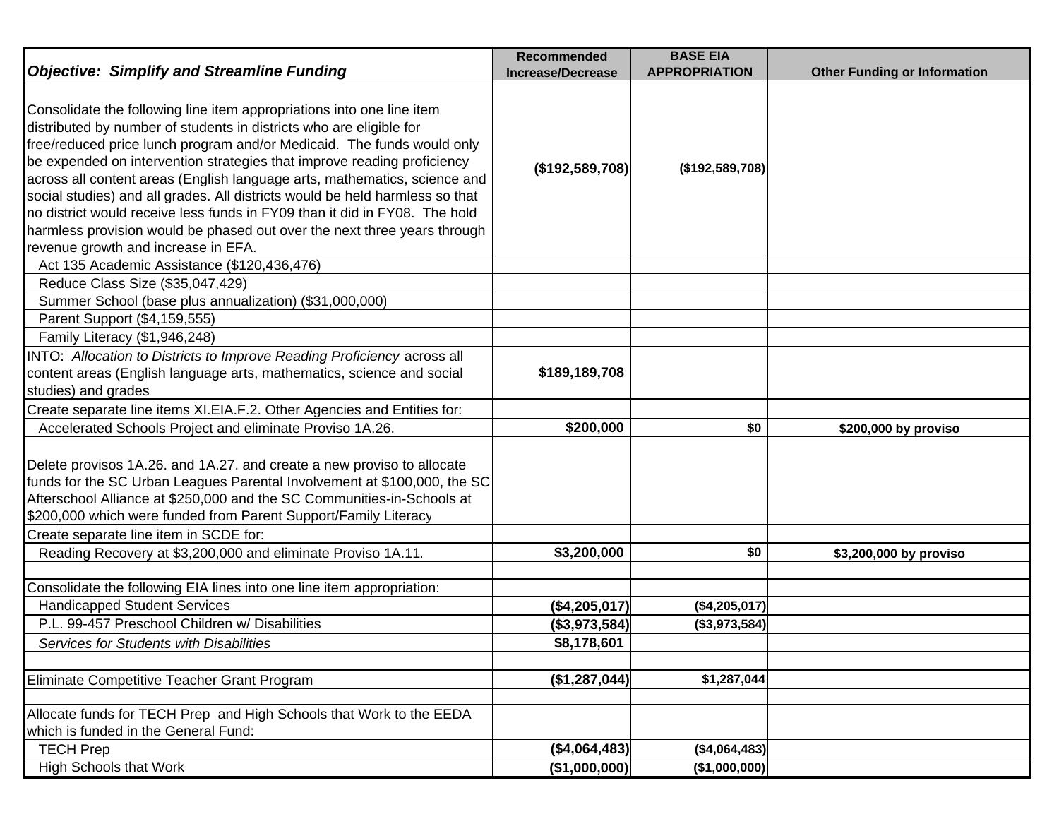| *Objective: Simplify and Streamline Funding* | Recommended Increase/Decrease | BASE EIA APPROPRIATION | Other Funding or Information |
|---|---|---|---|
| Consolidate the following line item appropriations into one line item distributed by number of students in districts who are eligible for free/reduced price lunch program and/or Medicaid. The funds would only be expended on intervention strategies that improve reading proficiency across all content areas (English language arts, mathematics, science and social studies) and all grades. All districts would be held harmless so that no district would receive less funds in FY09 than it did in FY08. The hold harmless provision would be phased out over the next three years through revenue growth and increase in EFA. | **($192,589,708)** | **($192,589,708)** | |
| Act 135 Academic Assistance ($120,436,476) | | | |
| Reduce Class Size ($35,047,429) | | | |
| Summer School (base plus annualization) ($31,000,000) | | | |
| Parent Support ($4,159,555) | | | |
| Family Literacy ($1,946,248) | | | |
| INTO: *Allocation to Districts to Improve Reading Proficiency* across all content areas (English language arts, mathematics, science and social studies) and grades | **$189,189,708** | | |
| Create separate line items XI.EIA.F.2. Other Agencies and Entities for: | | | |
| Accelerated Schools Project and eliminate Proviso 1A.26. | **$200,000** | **$0** | **$200,000 by proviso** |
| Delete provisos 1A.26. and 1A.27. and create a new proviso to allocate funds for the SC Urban Leagues Parental Involvement at $100,000, the SC Afterschool Alliance at $250,000 and the SC Communities-in-Schools at $200,000 which were funded from Parent Support/Family Literacy | | | |
| Create separate line item in SCDE for: | | | |
| Reading Recovery at $3,200,000 and eliminate Proviso 1A.11. | **$3,200,000** | **$0** | **$3,200,000 by proviso** |
| | | | |
| Consolidate the following EIA lines into one line item appropriation: | | | |
| Handicapped Student Services | **($4,205,017)** | **($4,205,017)** | |
| P.L. 99-457 Preschool Children w/ Disabilities | **($3,973,584)** | **($3,973,584)** | |
| *Services for Students with Disabilities* | **$8,178,601** | | |
| | | | |
| Eliminate Competitive Teacher Grant Program | **($1,287,044)** | **$1,287,044** | |
| | | | |
| Allocate funds for TECH Prep and High Schools that Work to the EEDA which is funded in the General Fund: | | | |
| TECH Prep | **($4,064,483)** | **($4,064,483)** | |
| High Schools that Work | **($1,000,000)** | **($1,000,000)** | |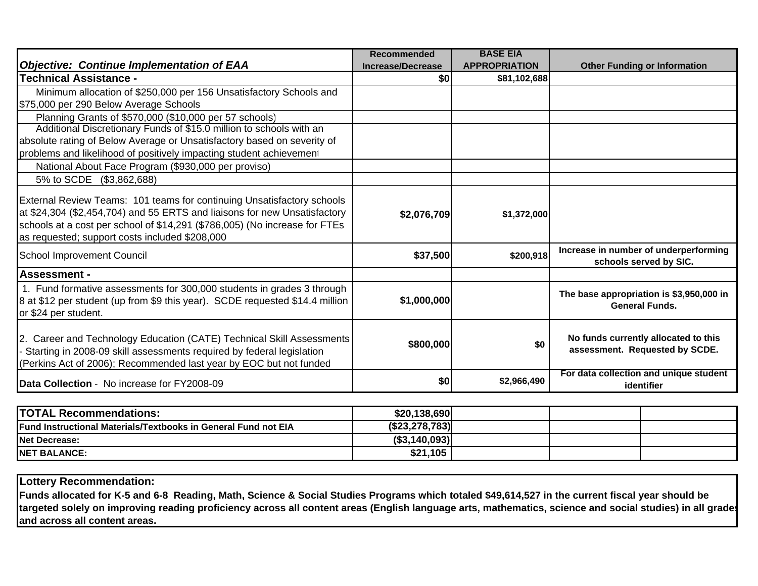| *Objective: Continue Implementation of EAA* | Recommended Increase/Decrease | BASE EIA APPROPRIATION | Other Funding or Information |
|---|---|---|---|
| **Technical Assistance -** | $0 | $81,102,688 | |
| Minimum allocation of $250,000 per 156 Unsatisfactory Schools and $75,000 per 290 Below Average Schools | | | |
| Planning Grants of $570,000 ($10,000 per 57 schools) | | | |
| Additional Discretionary Funds of $15.0 million to schools with an absolute rating of Below Average or Unsatisfactory based on severity of problems and likelihood of positively impacting student achievement | | | |
| National About Face Program ($930,000 per proviso) | | | |
| 5% to SCDE ($3,862,688) | | | |
| External Review Teams: 101 teams for continuing Unsatisfactory schools at $24,304 ($2,454,704) and 55 ERTS and liaisons for new Unsatisfactory schools at a cost per school of $14,291 ($786,005) (No increase for FTEs as requested; support costs included $208,000 | $2,076,709 | $1,372,000 | |
| School Improvement Council | $37,500 | $200,918 | **Increase in number of underperforming schools served by SIC.** |
| **Assessment -** | | | |
| 1. Fund formative assessments for 300,000 students in grades 3 through 8 at $12 per student (up from $9 this year). SCDE requested $14.4 million or $24 per student. | $1,000,000 | | **The base appropriation is $3,950,000 in General Funds.** |
| 2. Career and Technology Education (CATE) Technical Skill Assessments - Starting in 2008-09 skill assessments required by federal legislation (Perkins Act of 2006); Recommended last year by EOC but not funded | $800,000 | $0 | **No funds currently allocated to this assessment. Requested by SCDE.** |
| **Data Collection** - No increase for FY2008-09 | $0 | $2,966,490 | **For data collection and unique student identifier** |

| | | | | |
|---|---|---|---|---|
| **TOTAL Recommendations:** | $20,138,690 | | | |
| **Fund Instructional Materials/Textbooks in General Fund not EIA** | ($23,278,783) | | | |
| **Net Decrease:** | ($3,140,093) | | | |
| **NET BALANCE:** | $21,105 | | | |

**Lottery Recommendation:**

**Funds allocated for K-5 and 6-8 Reading, Math, Science & Social Studies Programs which totaled $49,614,527 in the current fiscal year should be targeted solely on improving reading proficiency across all content areas (English language arts, mathematics, science and social studies) in all grades and across all content areas.**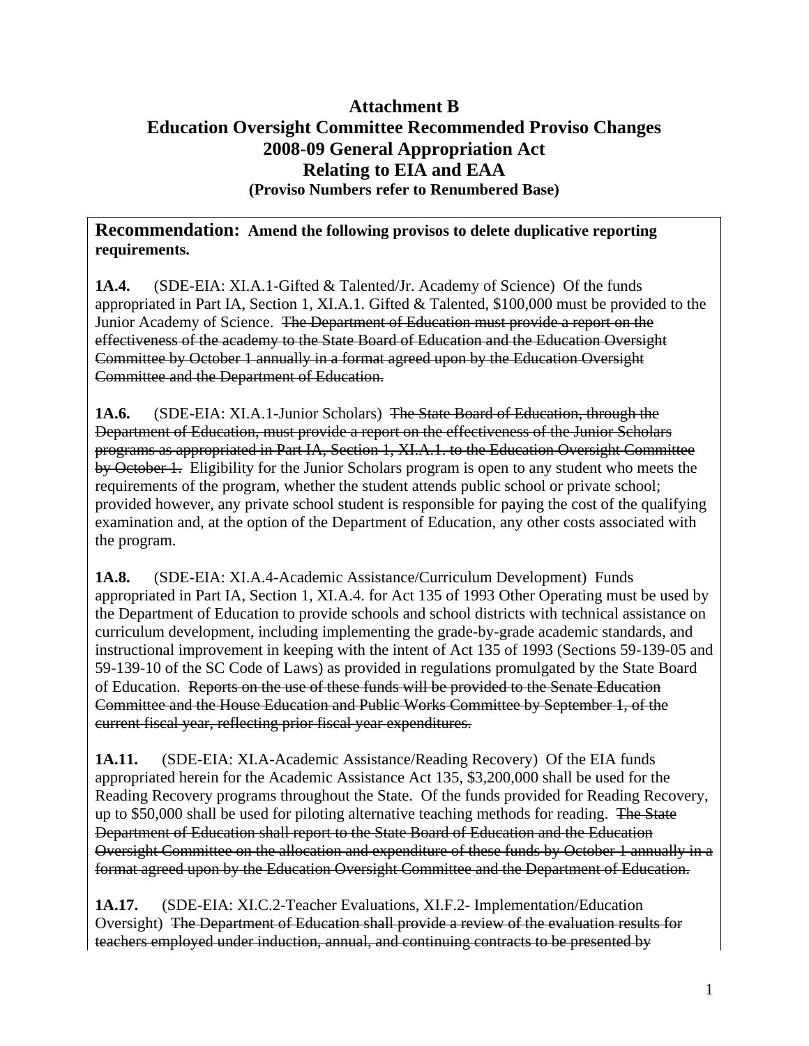# Attachment B
## Education Oversight Committee Recommended Proviso Changes
## 2008-09 General Appropriation Act
## Relating to EIA and EAA
### (Proviso Numbers refer to Renumbered Base)

**Recommendation: Amend the following provisos to delete duplicative reporting requirements.**

**1A.4.** (SDE-EIA: XI.A.1-Gifted & Talented/Jr. Academy of Science) Of the funds appropriated in Part IA, Section 1, XI.A.1. Gifted & Talented, $100,000 must be provided to the Junior Academy of Science. ~~The Department of Education must provide a report on the effectiveness of the academy to the State Board of Education and the Education Oversight Committee by October 1 annually in a format agreed upon by the Education Oversight Committee and the Department of Education.~~

**1A.6.** (SDE-EIA: XI.A.1-Junior Scholars) ~~The State Board of Education, through the Department of Education, must provide a report on the effectiveness of the Junior Scholars programs as appropriated in Part IA, Section 1, XI.A.1. to the Education Oversight Committee by October 1.~~ Eligibility for the Junior Scholars program is open to any student who meets the requirements of the program, whether the student attends public school or private school; provided however, any private school student is responsible for paying the cost of the qualifying examination and, at the option of the Department of Education, any other costs associated with the program.

**1A.8.** (SDE-EIA: XI.A.4-Academic Assistance/Curriculum Development) Funds appropriated in Part IA, Section 1, XI.A.4. for Act 135 of 1993 Other Operating must be used by the Department of Education to provide schools and school districts with technical assistance on curriculum development, including implementing the grade-by-grade academic standards, and instructional improvement in keeping with the intent of Act 135 of 1993 (Sections 59-139-05 and 59-139-10 of the SC Code of Laws) as provided in regulations promulgated by the State Board of Education. ~~Reports on the use of these funds will be provided to the Senate Education Committee and the House Education and Public Works Committee by September 1, of the current fiscal year, reflecting prior fiscal year expenditures.~~

**1A.11.** (SDE-EIA: XI.A-Academic Assistance/Reading Recovery) Of the EIA funds appropriated herein for the Academic Assistance Act 135, $3,200,000 shall be used for the Reading Recovery programs throughout the State. Of the funds provided for Reading Recovery, up to $50,000 shall be used for piloting alternative teaching methods for reading. ~~The State Department of Education shall report to the State Board of Education and the Education Oversight Committee on the allocation and expenditure of these funds by October 1 annually in a format agreed upon by the Education Oversight Committee and the Department of Education.~~

**1A.17.** (SDE-EIA: XI.C.2-Teacher Evaluations, XI.F.2- Implementation/Education Oversight) ~~The Department of Education shall provide a review of the evaluation results for teachers employed under induction, annual, and continuing contracts to be presented by~~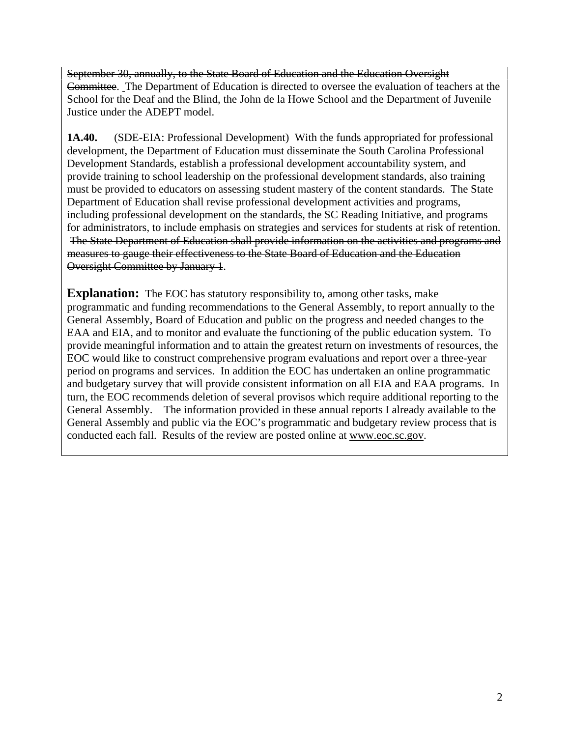~~September 30, annually, to the State Board of Education and the Education Oversight Committee~~. The Department of Education is directed to oversee the evaluation of teachers at the School for the Deaf and the Blind, the John de la Howe School and the Department of Juvenile Justice under the ADEPT model.

**1A.40.** (SDE-EIA: Professional Development) With the funds appropriated for professional development, the Department of Education must disseminate the South Carolina Professional Development Standards, establish a professional development accountability system, and provide training to school leadership on the professional development standards, also training must be provided to educators on assessing student mastery of the content standards. The State Department of Education shall revise professional development activities and programs, including professional development on the standards, the SC Reading Initiative, and programs for administrators, to include emphasis on strategies and services for students at risk of retention. ~~The State Department of Education shall provide information on the activities and programs and measures to gauge their effectiveness to the State Board of Education and the Education Oversight Committee by January 1~~.

**Explanation:** The EOC has statutory responsibility to, among other tasks, make programmatic and funding recommendations to the General Assembly, to report annually to the General Assembly, Board of Education and public on the progress and needed changes to the EAA and EIA, and to monitor and evaluate the functioning of the public education system. To provide meaningful information and to attain the greatest return on investments of resources, the EOC would like to construct comprehensive program evaluations and report over a three-year period on programs and services. In addition the EOC has undertaken an online programmatic and budgetary survey that will provide consistent information on all EIA and EAA programs. In turn, the EOC recommends deletion of several provisos which require additional reporting to the General Assembly. The information provided in these annual reports I already available to the General Assembly and public via the EOC's programmatic and budgetary review process that is conducted each fall. Results of the review are posted online at www.eoc.sc.gov.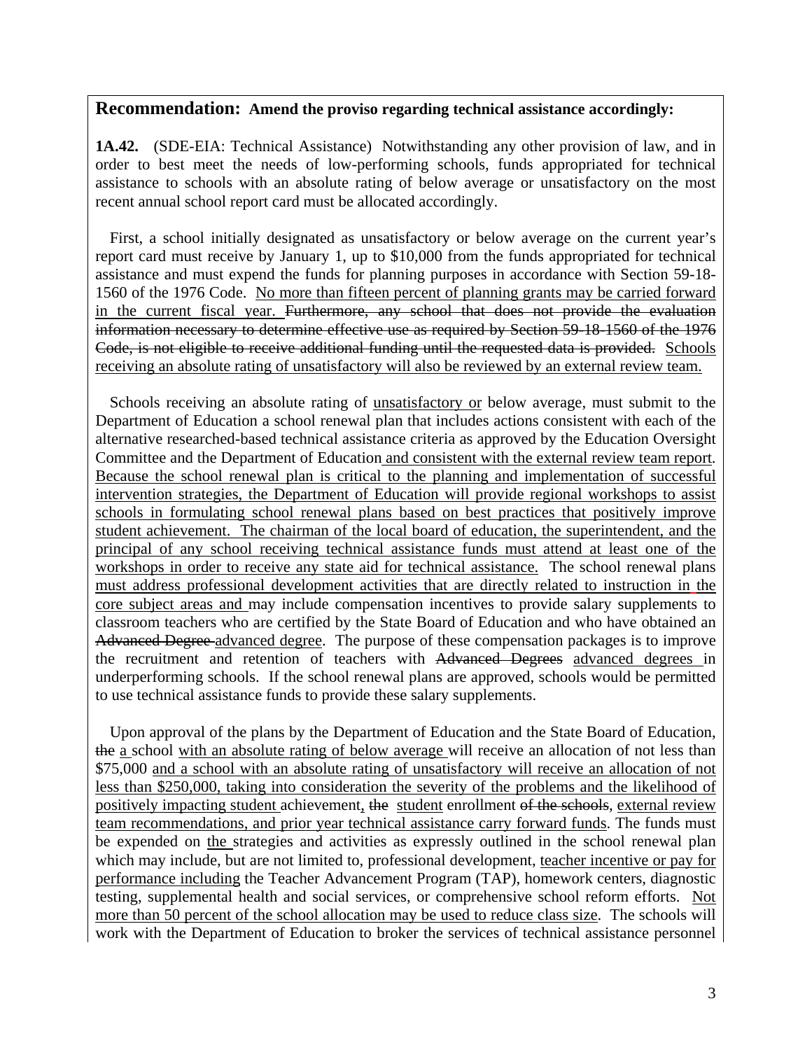**Recommendation: Amend the proviso regarding technical assistance accordingly:**

**1A.42.** (SDE-EIA: Technical Assistance) Notwithstanding any other provision of law, and in order to best meet the needs of low-performing schools, funds appropriated for technical assistance to schools with an absolute rating of below average or unsatisfactory on the most recent annual school report card must be allocated accordingly.

First, a school initially designated as unsatisfactory or below average on the current year's report card must receive by January 1, up to $10,000 from the funds appropriated for technical assistance and must expend the funds for planning purposes in accordance with Section 59-18-1560 of the 1976 Code. No more than fifteen percent of planning grants may be carried forward in the current fiscal year. ~~Furthermore, any school that does not provide the evaluation information necessary to determine effective use as required by Section 59-18-1560 of the 1976 Code, is not eligible to receive additional funding until the requested data is provided.~~ Schools receiving an absolute rating of unsatisfactory will also be reviewed by an external review team.

Schools receiving an absolute rating of unsatisfactory or below average, must submit to the Department of Education a school renewal plan that includes actions consistent with each of the alternative researched-based technical assistance criteria as approved by the Education Oversight Committee and the Department of Education and consistent with the external review team report. Because the school renewal plan is critical to the planning and implementation of successful intervention strategies, the Department of Education will provide regional workshops to assist schools in formulating school renewal plans based on best practices that positively improve student achievement. The chairman of the local board of education, the superintendent, and the principal of any school receiving technical assistance funds must attend at least one of the workshops in order to receive any state aid for technical assistance. The school renewal plans must address professional development activities that are directly related to instruction in the core subject areas and may include compensation incentives to provide salary supplements to classroom teachers who are certified by the State Board of Education and who have obtained an ~~Advanced Degree~~ advanced degree. The purpose of these compensation packages is to improve the recruitment and retention of teachers with ~~Advanced Degrees~~ advanced degrees in underperforming schools. If the school renewal plans are approved, schools would be permitted to use technical assistance funds to provide these salary supplements.

Upon approval of the plans by the Department of Education and the State Board of Education, ~~the~~ a school with an absolute rating of below average will receive an allocation of not less than $75,000 and a school with an absolute rating of unsatisfactory will receive an allocation of not less than $250,000, taking into consideration the severity of the problems and the likelihood of positively impacting student achievement, ~~the~~ student enrollment ~~of the schools~~, external review team recommendations, and prior year technical assistance carry forward funds. The funds must be expended on the strategies and activities as expressly outlined in the school renewal plan which may include, but are not limited to, professional development, teacher incentive or pay for performance including the Teacher Advancement Program (TAP), homework centers, diagnostic testing, supplemental health and social services, or comprehensive school reform efforts. Not more than 50 percent of the school allocation may be used to reduce class size. The schools will work with the Department of Education to broker the services of technical assistance personnel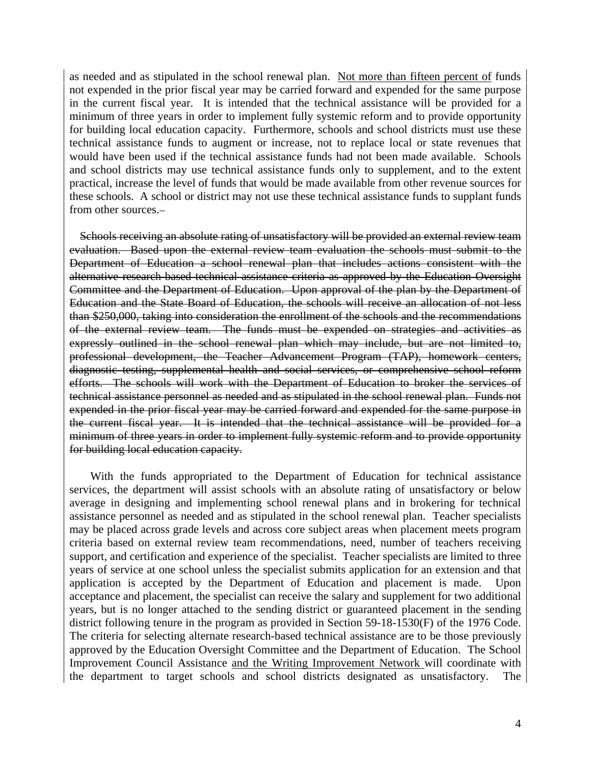as needed and as stipulated in the school renewal plan. <u>Not more than fifteen percent of</u> funds not expended in the prior fiscal year may be carried forward and expended for the same purpose in the current fiscal year. It is intended that the technical assistance will be provided for a minimum of three years in order to implement fully systemic reform and to provide opportunity for building local education capacity. Furthermore, schools and school districts must use these technical assistance funds to augment or increase, not to replace local or state revenues that would have been used if the technical assistance funds had not been made available. Schools and school districts may use technical assistance funds only to supplement, and to the extent practical, increase the level of funds that would be made available from other revenue sources for these schools. A school or district may not use these technical assistance funds to supplant funds from other sources.

~~Schools receiving an absolute rating of unsatisfactory will be provided an external review team evaluation. Based upon the external review team evaluation the schools must submit to the Department of Education a school renewal plan that includes actions consistent with the alternative research-based technical assistance criteria as approved by the Education Oversight Committee and the Department of Education. Upon approval of the plan by the Department of Education and the State Board of Education, the schools will receive an allocation of not less than $250,000, taking into consideration the enrollment of the schools and the recommendations of the external review team. The funds must be expended on strategies and activities as expressly outlined in the school renewal plan which may include, but are not limited to, professional development, the Teacher Advancement Program (TAP), homework centers, diagnostic testing, supplemental health and social services, or comprehensive school reform efforts. The schools will work with the Department of Education to broker the services of technical assistance personnel as needed and as stipulated in the school renewal plan. Funds not expended in the prior fiscal year may be carried forward and expended for the same purpose in the current fiscal year. It is intended that the technical assistance will be provided for a minimum of three years in order to implement fully systemic reform and to provide opportunity for building local education capacity.~~

With the funds appropriated to the Department of Education for technical assistance services, the department will assist schools with an absolute rating of unsatisfactory or below average in designing and implementing school renewal plans and in brokering for technical assistance personnel as needed and as stipulated in the school renewal plan. Teacher specialists may be placed across grade levels and across core subject areas when placement meets program criteria based on external review team recommendations, need, number of teachers receiving support, and certification and experience of the specialist. Teacher specialists are limited to three years of service at one school unless the specialist submits application for an extension and that application is accepted by the Department of Education and placement is made. Upon acceptance and placement, the specialist can receive the salary and supplement for two additional years, but is no longer attached to the sending district or guaranteed placement in the sending district following tenure in the program as provided in Section 59-18-1530(F) of the 1976 Code. The criteria for selecting alternate research-based technical assistance are to be those previously approved by the Education Oversight Committee and the Department of Education. The School Improvement Council Assistance <u>and the Writing Improvement Network</u> will coordinate with the department to target schools and school districts designated as unsatisfactory. The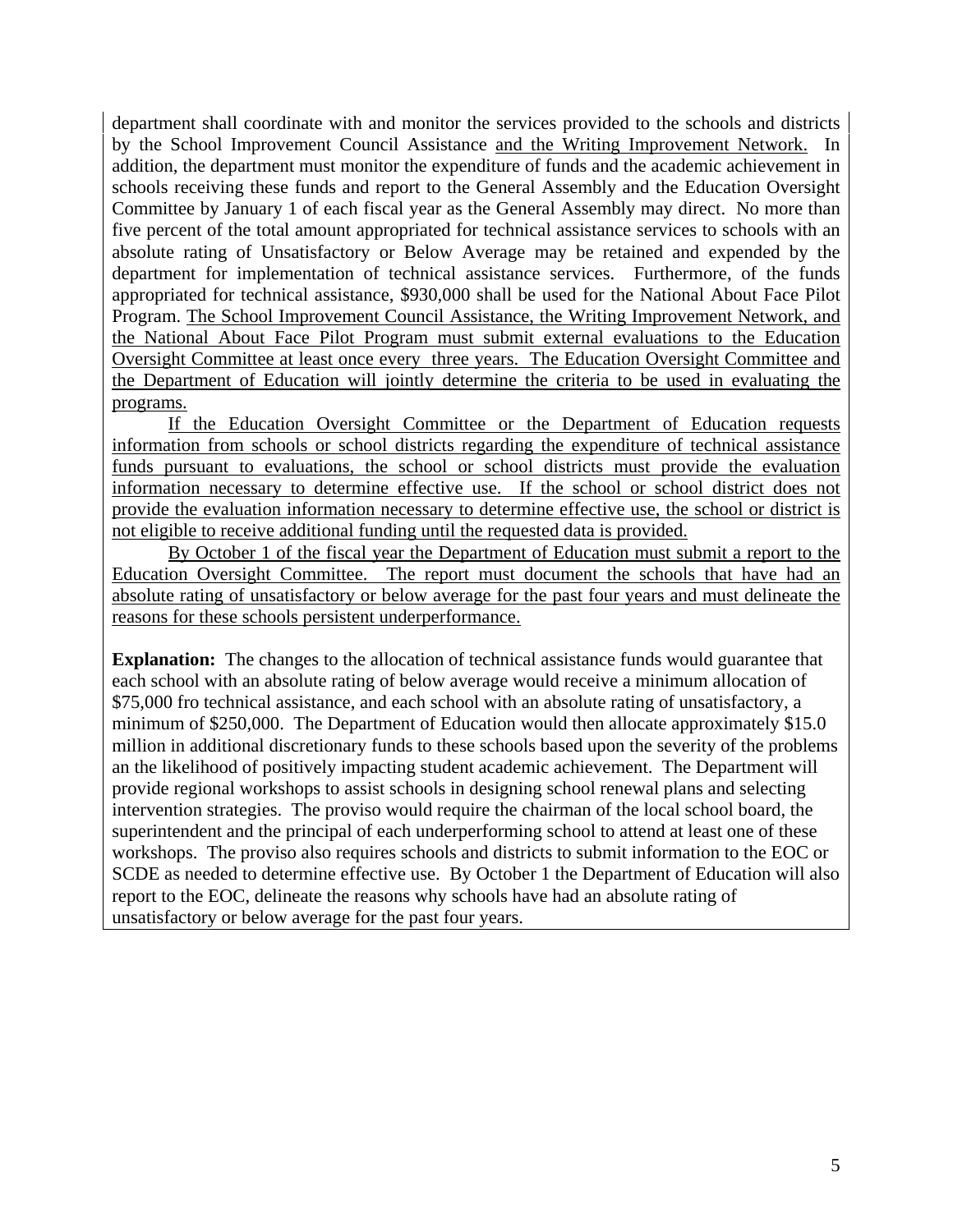department shall coordinate with and monitor the services provided to the schools and districts by the School Improvement Council Assistance <u>and the Writing Improvement Network.</u> In addition, the department must monitor the expenditure of funds and the academic achievement in schools receiving these funds and report to the General Assembly and the Education Oversight Committee by January 1 of each fiscal year as the General Assembly may direct. No more than five percent of the total amount appropriated for technical assistance services to schools with an absolute rating of Unsatisfactory or Below Average may be retained and expended by the department for implementation of technical assistance services. Furthermore, of the funds appropriated for technical assistance, $930,000 shall be used for the National About Face Pilot Program. <u>The School Improvement Council Assistance, the Writing Improvement Network, and the National About Face Pilot Program must submit external evaluations to the Education Oversight Committee at least once every three years. The Education Oversight Committee and the Department of Education will jointly determine the criteria to be used in evaluating the programs.</u>

<u>If the Education Oversight Committee or the Department of Education requests information from schools or school districts regarding the expenditure of technical assistance funds pursuant to evaluations, the school or school districts must provide the evaluation information necessary to determine effective use. If the school or school district does not provide the evaluation information necessary to determine effective use, the school or district is not eligible to receive additional funding until the requested data is provided.</u>

<u>By October 1 of the fiscal year the Department of Education must submit a report to the Education Oversight Committee. The report must document the schools that have had an absolute rating of unsatisfactory or below average for the past four years and must delineate the reasons for these schools persistent underperformance.</u>

**Explanation:** The changes to the allocation of technical assistance funds would guarantee that each school with an absolute rating of below average would receive a minimum allocation of $75,000 fro technical assistance, and each school with an absolute rating of unsatisfactory, a minimum of $250,000. The Department of Education would then allocate approximately $15.0 million in additional discretionary funds to these schools based upon the severity of the problems an the likelihood of positively impacting student academic achievement. The Department will provide regional workshops to assist schools in designing school renewal plans and selecting intervention strategies. The proviso would require the chairman of the local school board, the superintendent and the principal of each underperforming school to attend at least one of these workshops. The proviso also requires schools and districts to submit information to the EOC or SCDE as needed to determine effective use. By October 1 the Department of Education will also report to the EOC, delineate the reasons why schools have had an absolute rating of unsatisfactory or below average for the past four years.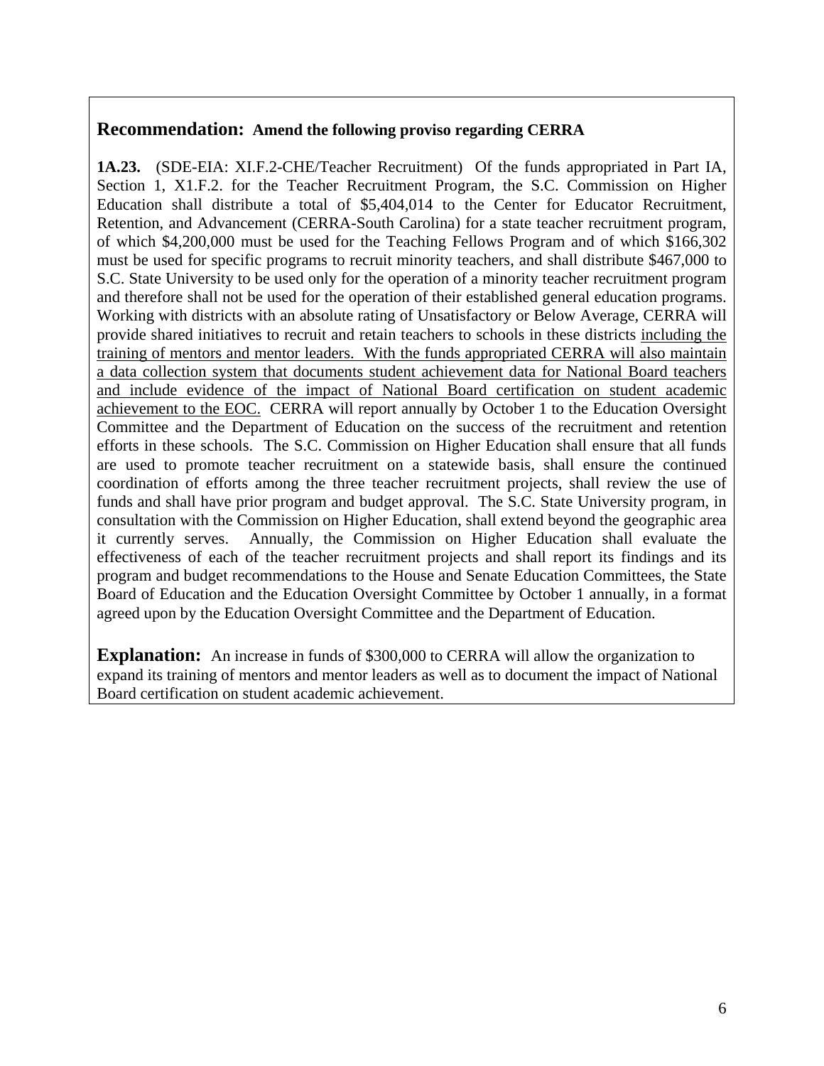**Recommendation:** **Amend the following proviso regarding CERRA**

**1A.23.** (SDE-EIA: XI.F.2-CHE/Teacher Recruitment) Of the funds appropriated in Part IA, Section 1, X1.F.2. for the Teacher Recruitment Program, the S.C. Commission on Higher Education shall distribute a total of $5,404,014 to the Center for Educator Recruitment, Retention, and Advancement (CERRA-South Carolina) for a state teacher recruitment program, of which $4,200,000 must be used for the Teaching Fellows Program and of which $166,302 must be used for specific programs to recruit minority teachers, and shall distribute $467,000 to S.C. State University to be used only for the operation of a minority teacher recruitment program and therefore shall not be used for the operation of their established general education programs. Working with districts with an absolute rating of Unsatisfactory or Below Average, CERRA will provide shared initiatives to recruit and retain teachers to schools in these districts <u>including the training of mentors and mentor leaders. With the funds appropriated CERRA will also maintain a data collection system that documents student achievement data for National Board teachers and include evidence of the impact of National Board certification on student academic achievement to the EOC.</u> CERRA will report annually by October 1 to the Education Oversight Committee and the Department of Education on the success of the recruitment and retention efforts in these schools. The S.C. Commission on Higher Education shall ensure that all funds are used to promote teacher recruitment on a statewide basis, shall ensure the continued coordination of efforts among the three teacher recruitment projects, shall review the use of funds and shall have prior program and budget approval. The S.C. State University program, in consultation with the Commission on Higher Education, shall extend beyond the geographic area it currently serves. Annually, the Commission on Higher Education shall evaluate the effectiveness of each of the teacher recruitment projects and shall report its findings and its program and budget recommendations to the House and Senate Education Committees, the State Board of Education and the Education Oversight Committee by October 1 annually, in a format agreed upon by the Education Oversight Committee and the Department of Education.

**Explanation:** An increase in funds of $300,000 to CERRA will allow the organization to expand its training of mentors and mentor leaders as well as to document the impact of National Board certification on student academic achievement.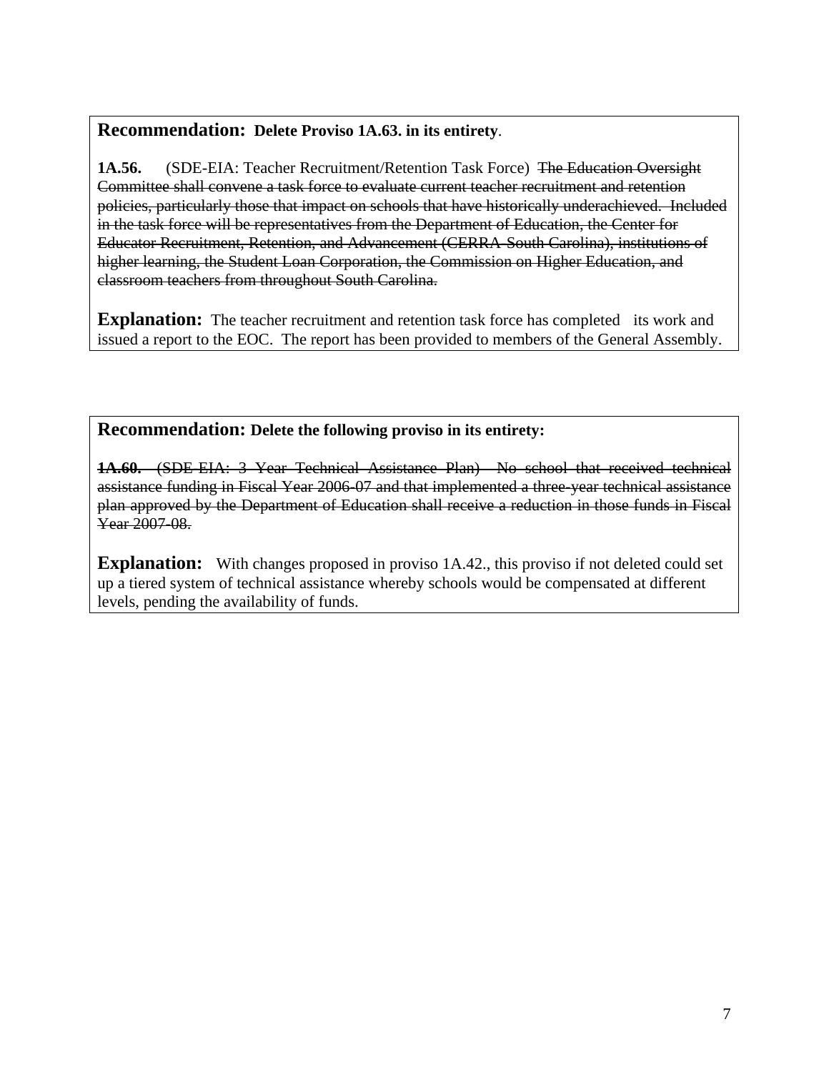**Recommendation: Delete Proviso 1A.63. in its entirety**.

**1A.56.** (SDE-EIA: Teacher Recruitment/Retention Task Force) ~~The Education Oversight Committee shall convene a task force to evaluate current teacher recruitment and retention policies, particularly those that impact on schools that have historically underachieved. Included in the task force will be representatives from the Department of Education, the Center for Educator Recruitment, Retention, and Advancement (CERRA-South Carolina), institutions of higher learning, the Student Loan Corporation, the Commission on Higher Education, and classroom teachers from throughout South Carolina.~~

**Explanation:** The teacher recruitment and retention task force has completed its work and issued a report to the EOC. The report has been provided to members of the General Assembly.

**Recommendation: Delete the following proviso in its entirety:**

~~**1A.60.** (SDE-EIA: 3 Year Technical Assistance Plan) No school that received technical assistance funding in Fiscal Year 2006-07 and that implemented a three-year technical assistance plan approved by the Department of Education shall receive a reduction in those funds in Fiscal Year 2007-08.~~

**Explanation:** With changes proposed in proviso 1A.42., this proviso if not deleted could set up a tiered system of technical assistance whereby schools would be compensated at different levels, pending the availability of funds.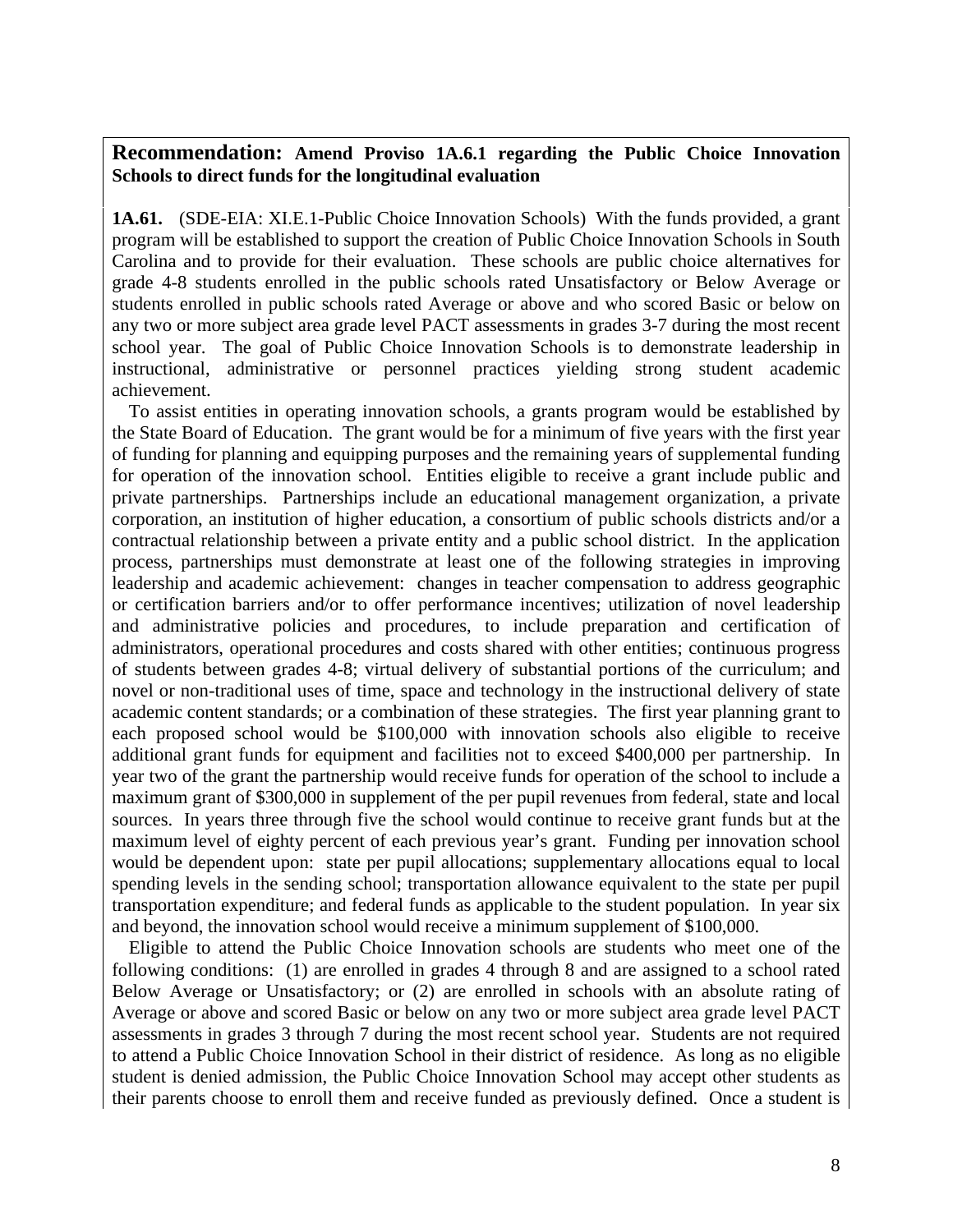**Recommendation: Amend Proviso 1A.6.1 regarding the Public Choice Innovation Schools to direct funds for the longitudinal evaluation**

**1A.61.** (SDE-EIA: XI.E.1-Public Choice Innovation Schools) With the funds provided, a grant program will be established to support the creation of Public Choice Innovation Schools in South Carolina and to provide for their evaluation. These schools are public choice alternatives for grade 4-8 students enrolled in the public schools rated Unsatisfactory or Below Average or students enrolled in public schools rated Average or above and who scored Basic or below on any two or more subject area grade level PACT assessments in grades 3-7 during the most recent school year. The goal of Public Choice Innovation Schools is to demonstrate leadership in instructional, administrative or personnel practices yielding strong student academic achievement.

To assist entities in operating innovation schools, a grants program would be established by the State Board of Education. The grant would be for a minimum of five years with the first year of funding for planning and equipping purposes and the remaining years of supplemental funding for operation of the innovation school. Entities eligible to receive a grant include public and private partnerships. Partnerships include an educational management organization, a private corporation, an institution of higher education, a consortium of public schools districts and/or a contractual relationship between a private entity and a public school district. In the application process, partnerships must demonstrate at least one of the following strategies in improving leadership and academic achievement: changes in teacher compensation to address geographic or certification barriers and/or to offer performance incentives; utilization of novel leadership and administrative policies and procedures, to include preparation and certification of administrators, operational procedures and costs shared with other entities; continuous progress of students between grades 4-8; virtual delivery of substantial portions of the curriculum; and novel or non-traditional uses of time, space and technology in the instructional delivery of state academic content standards; or a combination of these strategies. The first year planning grant to each proposed school would be $100,000 with innovation schools also eligible to receive additional grant funds for equipment and facilities not to exceed $400,000 per partnership. In year two of the grant the partnership would receive funds for operation of the school to include a maximum grant of $300,000 in supplement of the per pupil revenues from federal, state and local sources. In years three through five the school would continue to receive grant funds but at the maximum level of eighty percent of each previous year's grant. Funding per innovation school would be dependent upon: state per pupil allocations; supplementary allocations equal to local spending levels in the sending school; transportation allowance equivalent to the state per pupil transportation expenditure; and federal funds as applicable to the student population. In year six and beyond, the innovation school would receive a minimum supplement of $100,000.

Eligible to attend the Public Choice Innovation schools are students who meet one of the following conditions: (1) are enrolled in grades 4 through 8 and are assigned to a school rated Below Average or Unsatisfactory; or (2) are enrolled in schools with an absolute rating of Average or above and scored Basic or below on any two or more subject area grade level PACT assessments in grades 3 through 7 during the most recent school year. Students are not required to attend a Public Choice Innovation School in their district of residence. As long as no eligible student is denied admission, the Public Choice Innovation School may accept other students as their parents choose to enroll them and receive funded as previously defined. Once a student is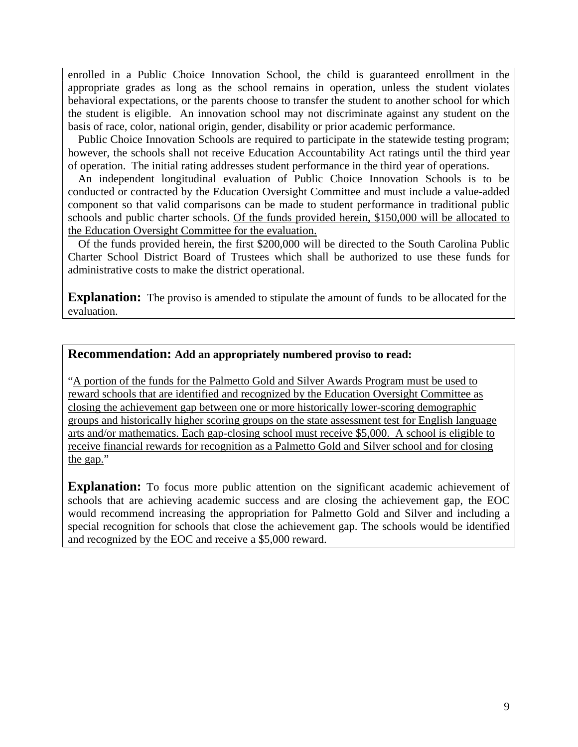enrolled in a Public Choice Innovation School, the child is guaranteed enrollment in the appropriate grades as long as the school remains in operation, unless the student violates behavioral expectations, or the parents choose to transfer the student to another school for which the student is eligible. An innovation school may not discriminate against any student on the basis of race, color, national origin, gender, disability or prior academic performance.

Public Choice Innovation Schools are required to participate in the statewide testing program; however, the schools shall not receive Education Accountability Act ratings until the third year of operation. The initial rating addresses student performance in the third year of operations.

An independent longitudinal evaluation of Public Choice Innovation Schools is to be conducted or contracted by the Education Oversight Committee and must include a value-added component so that valid comparisons can be made to student performance in traditional public schools and public charter schools. <u>Of the funds provided herein, $150,000 will be allocated to the Education Oversight Committee for the evaluation.</u>

Of the funds provided herein, the first $200,000 will be directed to the South Carolina Public Charter School District Board of Trustees which shall be authorized to use these funds for administrative costs to make the district operational.

**Explanation:** The proviso is amended to stipulate the amount of funds to be allocated for the evaluation.

**Recommendation: Add an appropriately numbered proviso to read:**

"<u>A portion of the funds for the Palmetto Gold and Silver Awards Program must be used to reward schools that are identified and recognized by the Education Oversight Committee as closing the achievement gap between one or more historically lower-scoring demographic groups and historically higher scoring groups on the state assessment test for English language arts and/or mathematics. Each gap-closing school must receive $5,000. A school is eligible to receive financial rewards for recognition as a Palmetto Gold and Silver school and for closing the gap.</u>"

**Explanation:** To focus more public attention on the significant academic achievement of schools that are achieving academic success and are closing the achievement gap, the EOC would recommend increasing the appropriation for Palmetto Gold and Silver and including a special recognition for schools that close the achievement gap. The schools would be identified and recognized by the EOC and receive a $5,000 reward.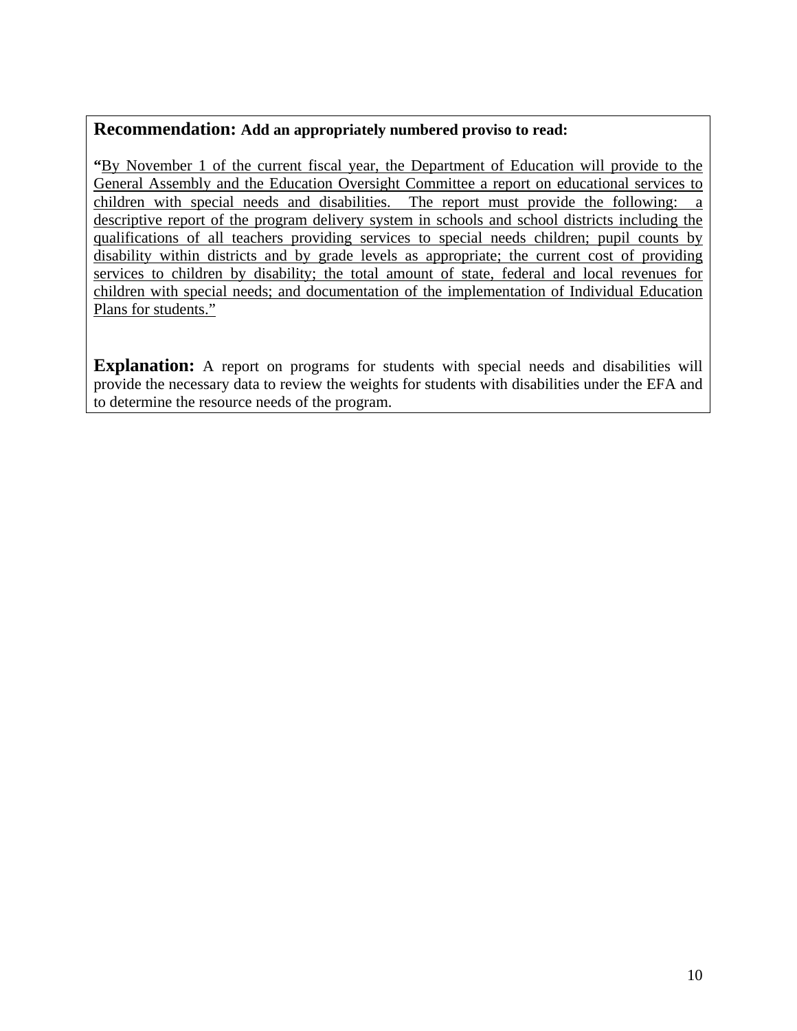**Recommendation:** **Add an appropriately numbered proviso to read:**

**"**By November 1 of the current fiscal year, the Department of Education will provide to the General Assembly and the Education Oversight Committee a report on educational services to children with special needs and disabilities. The report must provide the following: a descriptive report of the program delivery system in schools and school districts including the qualifications of all teachers providing services to special needs children; pupil counts by disability within districts and by grade levels as appropriate; the current cost of providing services to children by disability; the total amount of state, federal and local revenues for children with special needs; and documentation of the implementation of Individual Education Plans for students."

**Explanation:** A report on programs for students with special needs and disabilities will provide the necessary data to review the weights for students with disabilities under the EFA and to determine the resource needs of the program.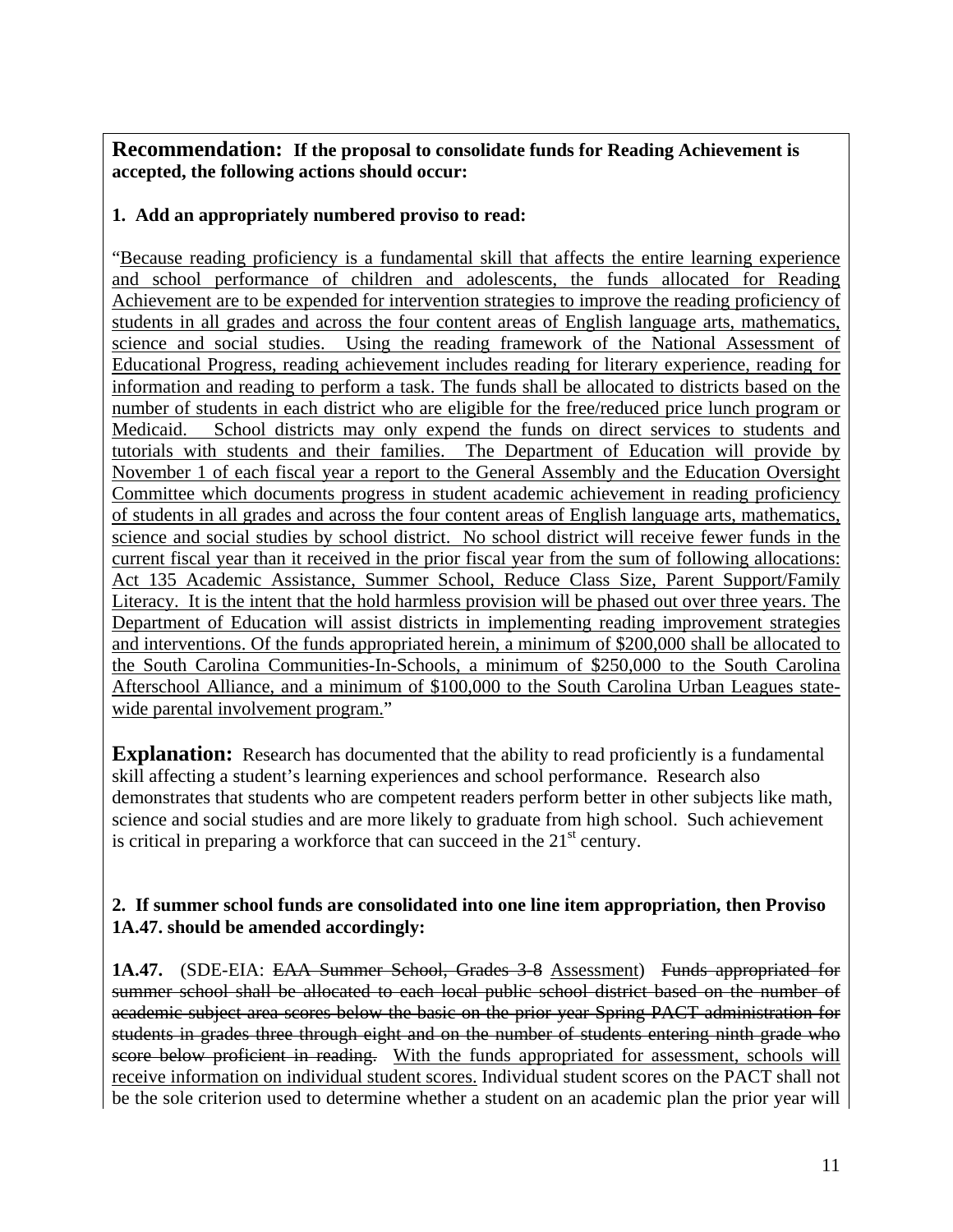**Recommendation: If the proposal to consolidate funds for Reading Achievement is accepted, the following actions should occur:**

**1. Add an appropriately numbered proviso to read:**

"<u>Because reading proficiency is a fundamental skill that affects the entire learning experience and school performance of children and adolescents, the funds allocated for Reading Achievement are to be expended for intervention strategies to improve the reading proficiency of students in all grades and across the four content areas of English language arts, mathematics, science and social studies. Using the reading framework of the National Assessment of Educational Progress, reading achievement includes reading for literary experience, reading for information and reading to perform a task. The funds shall be allocated to districts based on the number of students in each district who are eligible for the free/reduced price lunch program or Medicaid. School districts may only expend the funds on direct services to students and tutorials with students and their families. The Department of Education will provide by November 1 of each fiscal year a report to the General Assembly and the Education Oversight Committee which documents progress in student academic achievement in reading proficiency of students in all grades and across the four content areas of English language arts, mathematics, science and social studies by school district. No school district will receive fewer funds in the current fiscal year than it received in the prior fiscal year from the sum of following allocations: Act 135 Academic Assistance, Summer School, Reduce Class Size, Parent Support/Family Literacy. It is the intent that the hold harmless provision will be phased out over three years. The Department of Education will assist districts in implementing reading improvement strategies and interventions. Of the funds appropriated herein, a minimum of $200,000 shall be allocated to the South Carolina Communities-In-Schools, a minimum of $250,000 to the South Carolina Afterschool Alliance, and a minimum of $100,000 to the South Carolina Urban Leagues state-wide parental involvement program.</u>"

**Explanation:** Research has documented that the ability to read proficiently is a fundamental skill affecting a student's learning experiences and school performance. Research also demonstrates that students who are competent readers perform better in other subjects like math, science and social studies and are more likely to graduate from high school. Such achievement is critical in preparing a workforce that can succeed in the 21st century.

**2. If summer school funds are consolidated into one line item appropriation, then Proviso 1A.47. should be amended accordingly:**

**1A.47.** (SDE-EIA: ~~EAA Summer School, Grades 3-8~~ <u>Assessment</u>) ~~Funds appropriated for summer school shall be allocated to each local public school district based on the number of academic subject area scores below the basic on the prior year Spring PACT administration for students in grades three through eight and on the number of students entering ninth grade who score below proficient in reading.~~ <u>With the funds appropriated for assessment, schools will receive information on individual student scores.</u> Individual student scores on the PACT shall not be the sole criterion used to determine whether a student on an academic plan the prior year will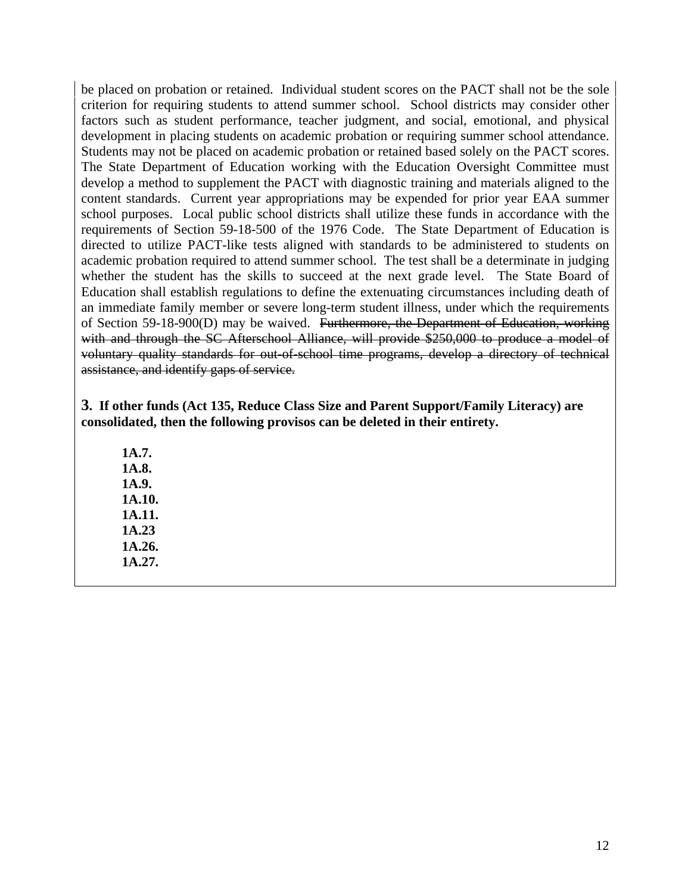be placed on probation or retained. Individual student scores on the PACT shall not be the sole criterion for requiring students to attend summer school. School districts may consider other factors such as student performance, teacher judgment, and social, emotional, and physical development in placing students on academic probation or requiring summer school attendance. Students may not be placed on academic probation or retained based solely on the PACT scores. The State Department of Education working with the Education Oversight Committee must develop a method to supplement the PACT with diagnostic training and materials aligned to the content standards. Current year appropriations may be expended for prior year EAA summer school purposes. Local public school districts shall utilize these funds in accordance with the requirements of Section 59-18-500 of the 1976 Code. The State Department of Education is directed to utilize PACT-like tests aligned with standards to be administered to students on academic probation required to attend summer school. The test shall be a determinate in judging whether the student has the skills to succeed at the next grade level. The State Board of Education shall establish regulations to define the extenuating circumstances including death of an immediate family member or severe long-term student illness, under which the requirements of Section 59-18-900(D) may be waived. ~~Furthermore, the Department of Education, working with and through the SC Afterschool Alliance, will provide $250,000 to produce a model of voluntary quality standards for out-of-school time programs, develop a directory of technical assistance, and identify gaps of service.~~

**3. If other funds (Act 135, Reduce Class Size and Parent Support/Family Literacy) are consolidated, then the following provisos can be deleted in their entirety.**

**1A.7.**
**1A.8.**
**1A.9.**
**1A.10.**
**1A.11.**
**1A.23**
**1A.26.**
**1A.27.**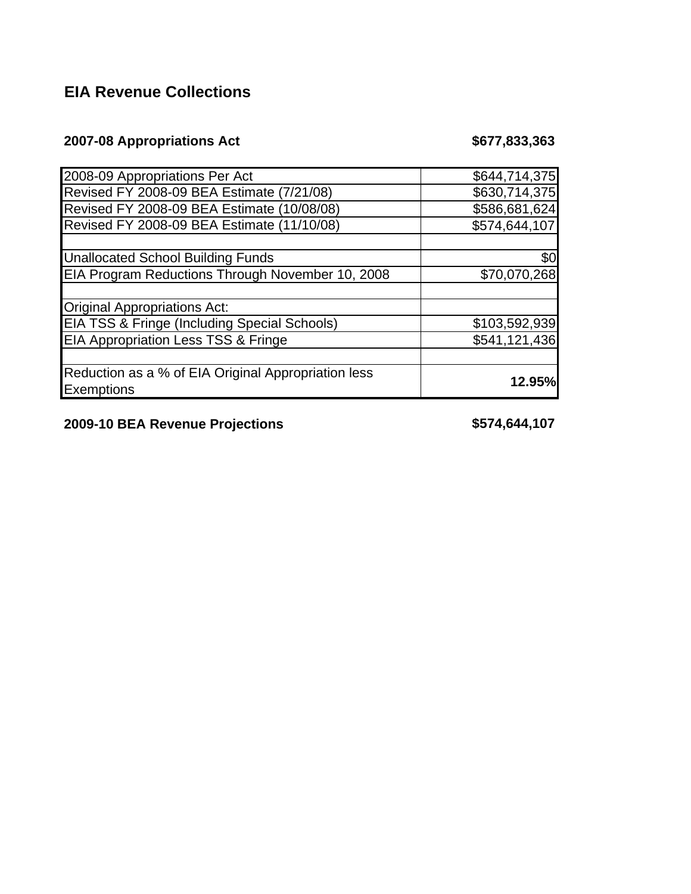## EIA Revenue Collections

**2007-08 Appropriations Act** **$677,833,363**

| | |
|---|---|
| 2008-09 Appropriations Per Act | $644,714,375 |
| Revised FY 2008-09 BEA Estimate (7/21/08) | $630,714,375 |
| Revised FY 2008-09 BEA Estimate (10/08/08) | $586,681,624 |
| Revised FY 2008-09 BEA Estimate (11/10/08) | $574,644,107 |
| | |
| Unallocated School Building Funds | $0 |
| EIA Program Reductions Through November 10, 2008 | $70,070,268 |
| | |
| Original Appropriations Act: | |
| EIA TSS & Fringe (Including Special Schools) | $103,592,939 |
| EIA Appropriation Less TSS & Fringe | $541,121,436 |
| | |
| Reduction as a % of EIA Original Appropriation less Exemptions | **12.95%** |

**2009-10 BEA Revenue Projections** **$574,644,107**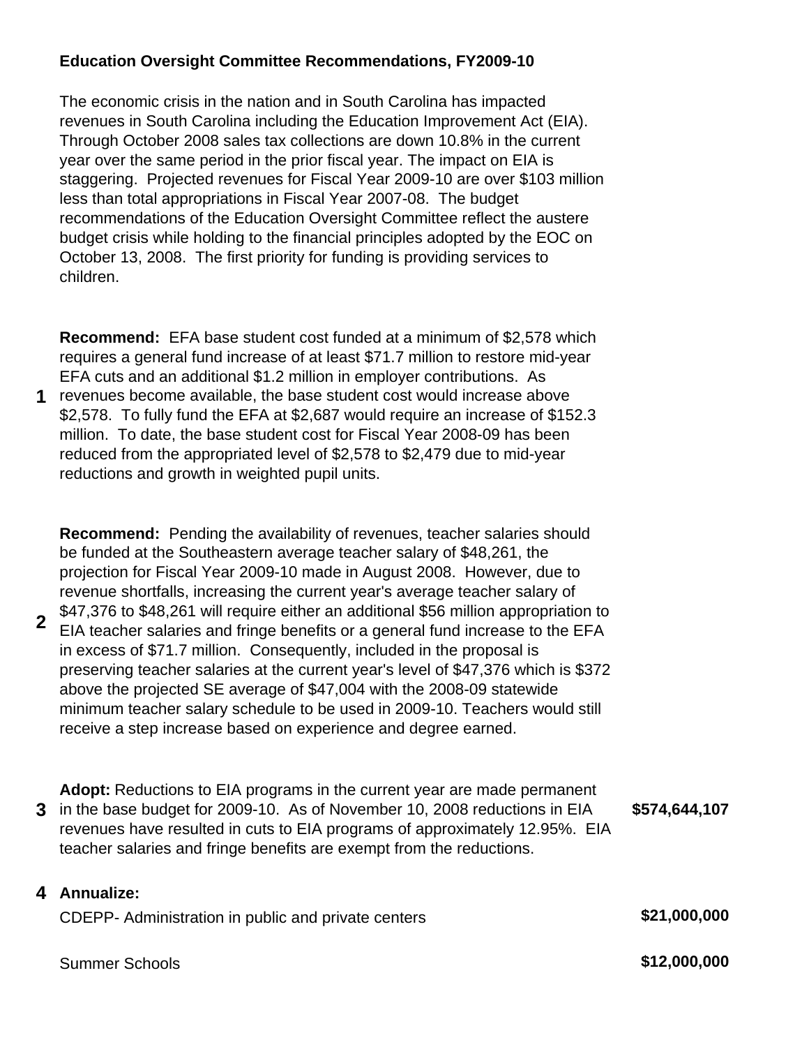**Education Oversight Committee Recommendations, FY2009-10**

The economic crisis in the nation and in South Carolina has impacted revenues in South Carolina including the Education Improvement Act (EIA). Through October 2008 sales tax collections are down 10.8% in the current year over the same period in the prior fiscal year. The impact on EIA is staggering. Projected revenues for Fiscal Year 2009-10 are over $103 million less than total appropriations in Fiscal Year 2007-08. The budget recommendations of the Education Oversight Committee reflect the austere budget crisis while holding to the financial principles adopted by the EOC on October 13, 2008. The first priority for funding is providing services to children.

| | | |
|---|---|---|
| **1** | **Recommend:** EFA base student cost funded at a minimum of $2,578 which requires a general fund increase of at least $71.7 million to restore mid-year EFA cuts and an additional $1.2 million in employer contributions. As revenues become available, the base student cost would increase above $2,578. To fully fund the EFA at $2,687 would require an increase of $152.3 million. To date, the base student cost for Fiscal Year 2008-09 has been reduced from the appropriated level of $2,578 to $2,479 due to mid-year reductions and growth in weighted pupil units. | |
| **2** | **Recommend:** Pending the availability of revenues, teacher salaries should be funded at the Southeastern average teacher salary of $48,261, the projection for Fiscal Year 2009-10 made in August 2008. However, due to revenue shortfalls, increasing the current year's average teacher salary of $47,376 to $48,261 will require either an additional $56 million appropriation to EIA teacher salaries and fringe benefits or a general fund increase to the EFA in excess of $71.7 million. Consequently, included in the proposal is preserving teacher salaries at the current year's level of $47,376 which is $372 above the projected SE average of $47,004 with the 2008-09 statewide minimum teacher salary schedule to be used in 2009-10. Teachers would still receive a step increase based on experience and degree earned. | |
| **3** | **Adopt:** Reductions to EIA programs in the current year are made permanent in the base budget for 2009-10. As of November 10, 2008 reductions in EIA revenues have resulted in cuts to EIA programs of approximately 12.95%. EIA teacher salaries and fringe benefits are exempt from the reductions. | **$574,644,107** |
| **4** | **Annualize:** | |
| | CDEPP- Administration in public and private centers | **$21,000,000** |
| | Summer Schools | **$12,000,000** |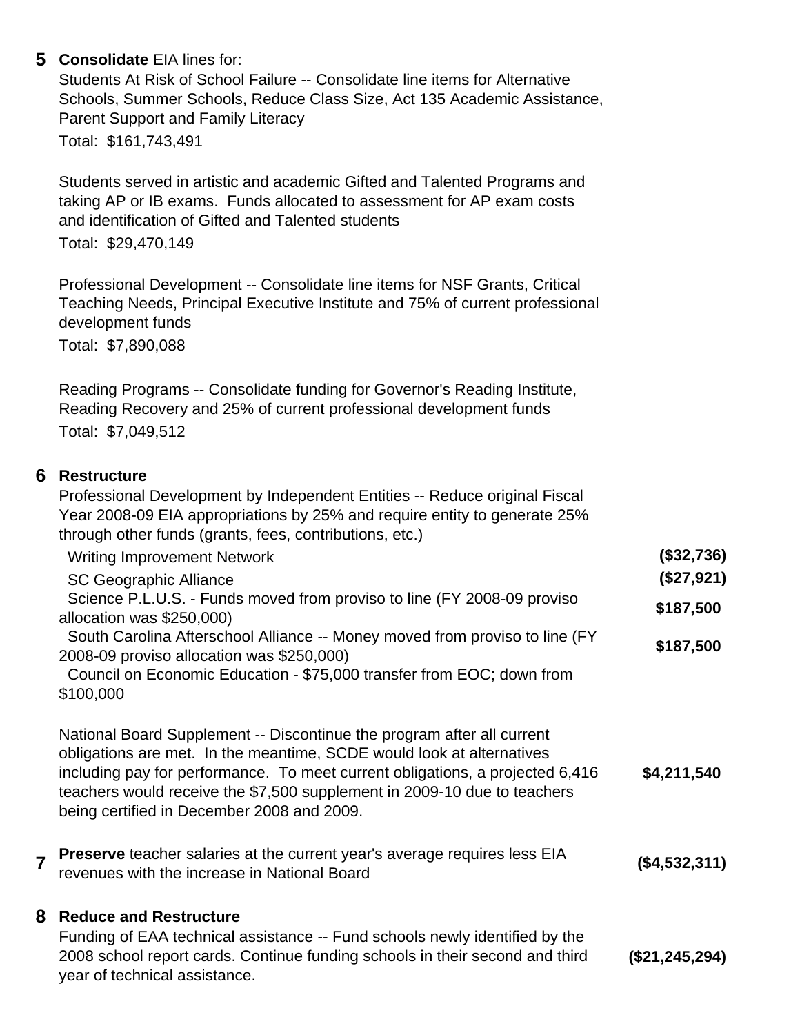**5 Consolidate** EIA lines for:

Students At Risk of School Failure -- Consolidate line items for Alternative Schools, Summer Schools, Reduce Class Size, Act 135 Academic Assistance, Parent Support and Family Literacy

Total: $161,743,491

Students served in artistic and academic Gifted and Talented Programs and taking AP or IB exams. Funds allocated to assessment for AP exam costs and identification of Gifted and Talented students

Total: $29,470,149

Professional Development -- Consolidate line items for NSF Grants, Critical Teaching Needs, Principal Executive Institute and 75% of current professional development funds

Total: $7,890,088

Reading Programs -- Consolidate funding for Governor's Reading Institute, Reading Recovery and 25% of current professional development funds

Total: $7,049,512

**6 Restructure**

Professional Development by Independent Entities -- Reduce original Fiscal Year 2008-09 EIA appropriations by 25% and require entity to generate 25% through other funds (grants, fees, contributions, etc.)

| Item | Amount |
|---|---|
| Writing Improvement Network | **($32,736)** |
| SC Geographic Alliance | **($27,921)** |
| Science P.L.U.S. - Funds moved from proviso to line (FY 2008-09 proviso allocation was $250,000) | **$187,500** |
| South Carolina Afterschool Alliance -- Money moved from proviso to line (FY 2008-09 proviso allocation was $250,000) | **$187,500** |
| Council on Economic Education - $75,000 transfer from EOC; down from $100,000 | |
| National Board Supplement -- Discontinue the program after all current obligations are met. In the meantime, SCDE would look at alternatives including pay for performance. To meet current obligations, a projected 6,416 teachers would receive the $7,500 supplement in 2009-10 due to teachers being certified in December 2008 and 2009. | **$4,211,540** |

**7 Preserve** teacher salaries at the current year's average requires less EIA revenues with the increase in National Board — **($4,532,311)**

**8 Reduce and Restructure**

Funding of EAA technical assistance -- Fund schools newly identified by the 2008 school report cards. Continue funding schools in their second and third year of technical assistance. — **($21,245,294)**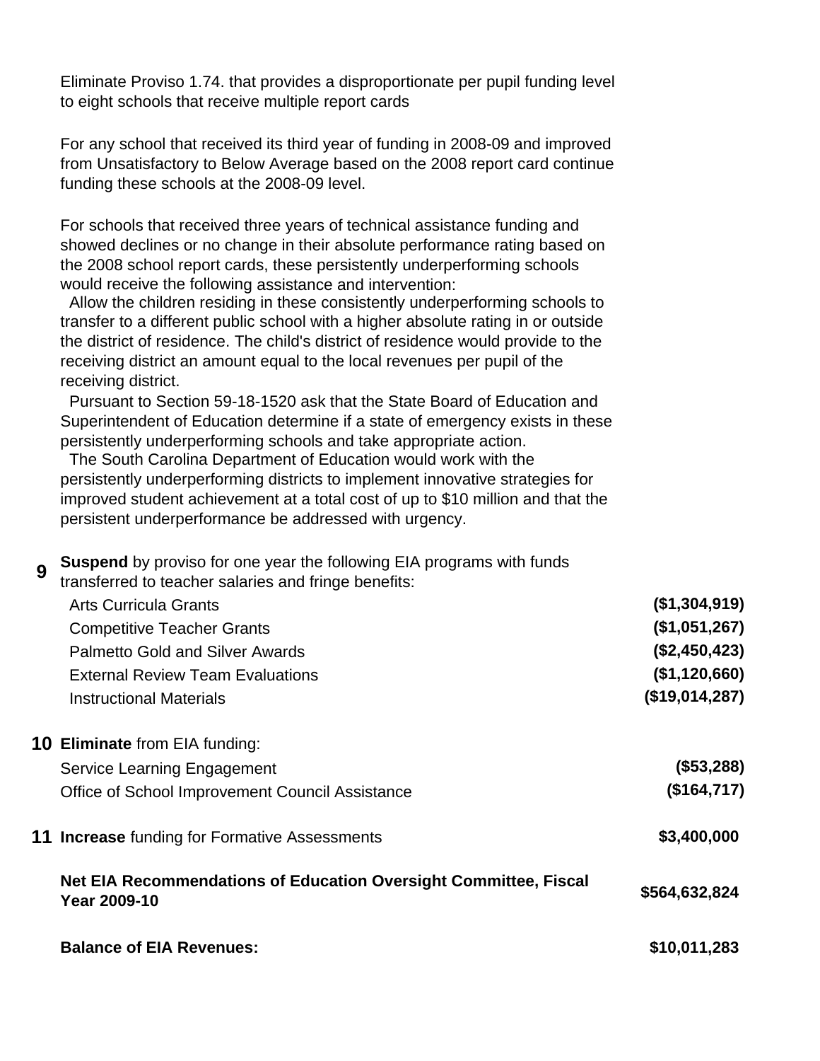Eliminate Proviso 1.74. that provides a disproportionate per pupil funding level to eight schools that receive multiple report cards

For any school that received its third year of funding in 2008-09 and improved from Unsatisfactory to Below Average based on the 2008 report card continue funding these schools at the 2008-09 level.

For schools that received three years of technical assistance funding and showed declines or no change in their absolute performance rating based on the 2008 school report cards, these persistently underperforming schools would receive the following assistance and intervention:

Allow the children residing in these consistently underperforming schools to transfer to a different public school with a higher absolute rating in or outside the district of residence. The child's district of residence would provide to the receiving district an amount equal to the local revenues per pupil of the receiving district.

Pursuant to Section 59-18-1520 ask that the State Board of Education and Superintendent of Education determine if a state of emergency exists in these persistently underperforming schools and take appropriate action.

The South Carolina Department of Education would work with the persistently underperforming districts to implement innovative strategies for improved student achievement at a total cost of up to $10 million and that the persistent underperformance be addressed with urgency.

| | | |
|---|---|---|
| **9** | **Suspend** by proviso for one year the following EIA programs with funds transferred to teacher salaries and fringe benefits: | |
| | Arts Curricula Grants | **($1,304,919)** |
| | Competitive Teacher Grants | **($1,051,267)** |
| | Palmetto Gold and Silver Awards | **($2,450,423)** |
| | External Review Team Evaluations | **($1,120,660)** |
| | Instructional Materials | **($19,014,287)** |
| **10** | **Eliminate** from EIA funding: | |
| | Service Learning Engagement | **($53,288)** |
| | Office of School Improvement Council Assistance | **($164,717)** |
| **11** | **Increase** funding for Formative Assessments | **$3,400,000** |
| | **Net EIA Recommendations of Education Oversight Committee, Fiscal Year 2009-10** | **$564,632,824** |
| | **Balance of EIA Revenues:** | **$10,011,283** |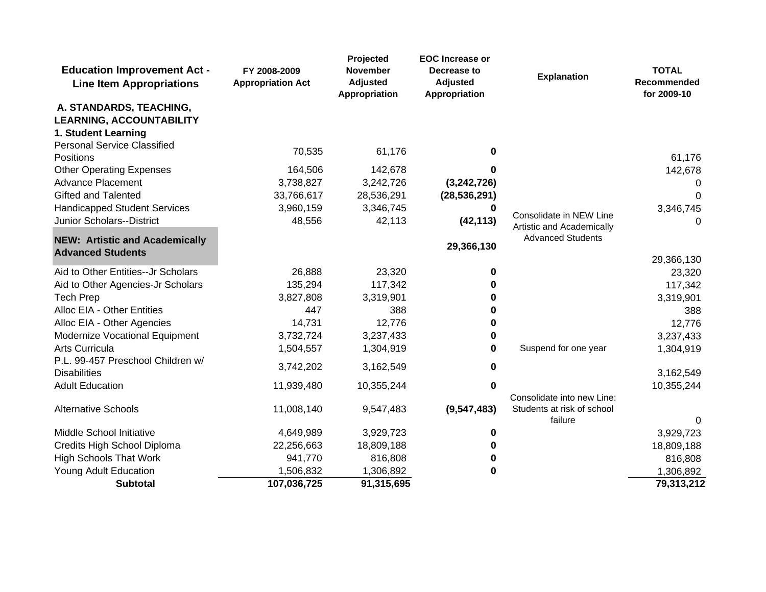| Education Improvement Act - Line Item Appropriations | FY 2008-2009 Appropriation Act | Projected November Adjusted Appropriation | EOC Increase or Decrease to Adjusted Appropriation | Explanation | TOTAL Recommended for 2009-10 |
|---|---|---|---|---|---|
| **A. STANDARDS, TEACHING, LEARNING, ACCOUNTABILITY** | | | | | |
| **1. Student Learning** | | | | | |
| Personal Service Classified Positions | 70,535 | 61,176 | **0** | | 61,176 |
| Other Operating Expenses | 164,506 | 142,678 | **0** | | 142,678 |
| Advance Placement | 3,738,827 | 3,242,726 | **(3,242,726)** | | 0 |
| Gifted and Talented | 33,766,617 | 28,536,291 | **(28,536,291)** | | 0 |
| Handicapped Student Services | 3,960,159 | 3,346,745 | **0** | | 3,346,745 |
| Junior Scholars--District | 48,556 | 42,113 | **(42,113)** | Consolidate in NEW Line Artistic and Academically Advanced Students | 0 |
| **NEW: Artistic and Academically Advanced Students** | | | **29,366,130** | | 29,366,130 |
| Aid to Other Entities--Jr Scholars | 26,888 | 23,320 | **0** | | 23,320 |
| Aid to Other Agencies-Jr Scholars | 135,294 | 117,342 | **0** | | 117,342 |
| Tech Prep | 3,827,808 | 3,319,901 | **0** | | 3,319,901 |
| Alloc EIA - Other Entities | 447 | 388 | **0** | | 388 |
| Alloc EIA - Other Agencies | 14,731 | 12,776 | **0** | | 12,776 |
| Modernize Vocational Equipment | 3,732,724 | 3,237,433 | **0** | | 3,237,433 |
| Arts Curricula | 1,504,557 | 1,304,919 | **0** | Suspend for one year | 1,304,919 |
| P.L. 99-457 Preschool Children w/ Disabilities | 3,742,202 | 3,162,549 | **0** | | 3,162,549 |
| Adult Education | 11,939,480 | 10,355,244 | **0** | | 10,355,244 |
| Alternative Schools | 11,008,140 | 9,547,483 | **(9,547,483)** | Consolidate into new Line: Students at risk of school failure | 0 |
| Middle School Initiative | 4,649,989 | 3,929,723 | **0** | | 3,929,723 |
| Credits High School Diploma | 22,256,663 | 18,809,188 | **0** | | 18,809,188 |
| High Schools That Work | 941,770 | 816,808 | **0** | | 816,808 |
| Young Adult Education | 1,506,832 | 1,306,892 | **0** | | 1,306,892 |
| **Subtotal** | **107,036,725** | **91,315,695** | | | **79,313,212** |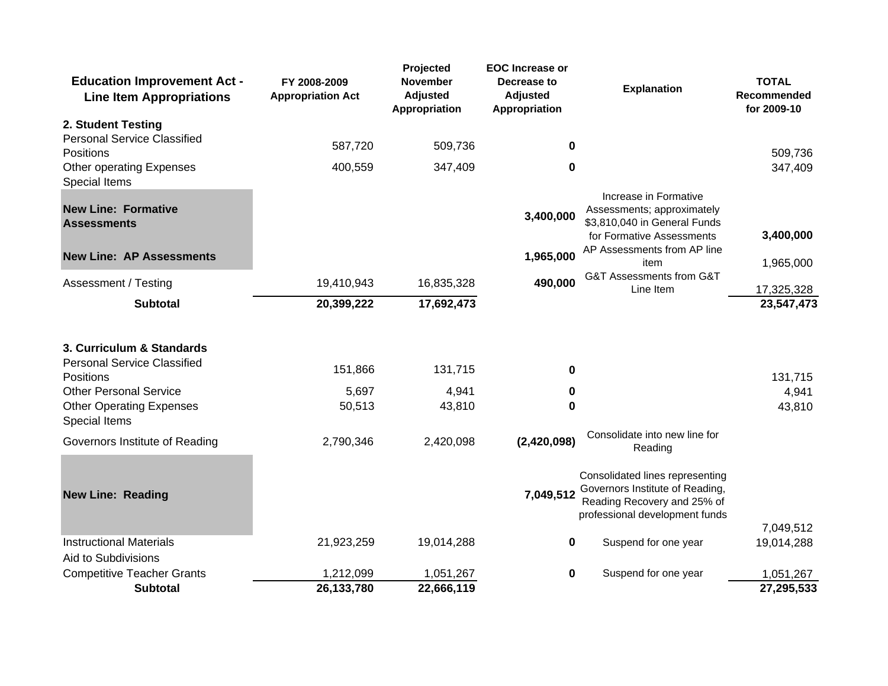| Education Improvement Act - Line Item Appropriations | FY 2008-2009 Appropriation Act | Projected November Adjusted Appropriation | EOC Increase or Decrease to Adjusted Appropriation | Explanation | TOTAL Recommended for 2009-10 |
|---|---|---|---|---|---|
| **2. Student Testing** | | | | | |
| Personal Service Classified Positions | 587,720 | 509,736 | **0** | | 509,736 |
| Other operating Expenses | 400,559 | 347,409 | **0** | | 347,409 |
| Special Items | | | | | |
| **New Line: Formative Assessments** | | | **3,400,000** | Increase in Formative Assessments; approximately $3,810,040 in General Funds for Formative Assessments | **3,400,000** |
| **New Line: AP Assessments** | | | **1,965,000** | AP Assessments from AP line item | 1,965,000 |
| Assessment / Testing | 19,410,943 | 16,835,328 | **490,000** | G&T Assessments from G&T Line Item | 17,325,328 |
| **Subtotal** | **20,399,222** | **17,692,473** | | | **23,547,473** |
| | | | | | |
| **3. Curriculum & Standards** | | | | | |
| Personal Service Classified Positions | 151,866 | 131,715 | **0** | | 131,715 |
| Other Personal Service | 5,697 | 4,941 | **0** | | 4,941 |
| Other Operating Expenses | 50,513 | 43,810 | **0** | | 43,810 |
| Special Items | | | | | |
| Governors Institute of Reading | 2,790,346 | 2,420,098 | **(2,420,098)** | Consolidate into new line for Reading | |
| **New Line: Reading** | | | **7,049,512** | Consolidated lines representing Governors Institute of Reading, Reading Recovery and 25% of professional development funds | 7,049,512 |
| Instructional Materials | 21,923,259 | 19,014,288 | **0** | Suspend for one year | 19,014,288 |
| Aid to Subdivisions | | | | | |
| Competitive Teacher Grants | 1,212,099 | 1,051,267 | **0** | Suspend for one year | 1,051,267 |
| **Subtotal** | **26,133,780** | **22,666,119** | | | **27,295,533** |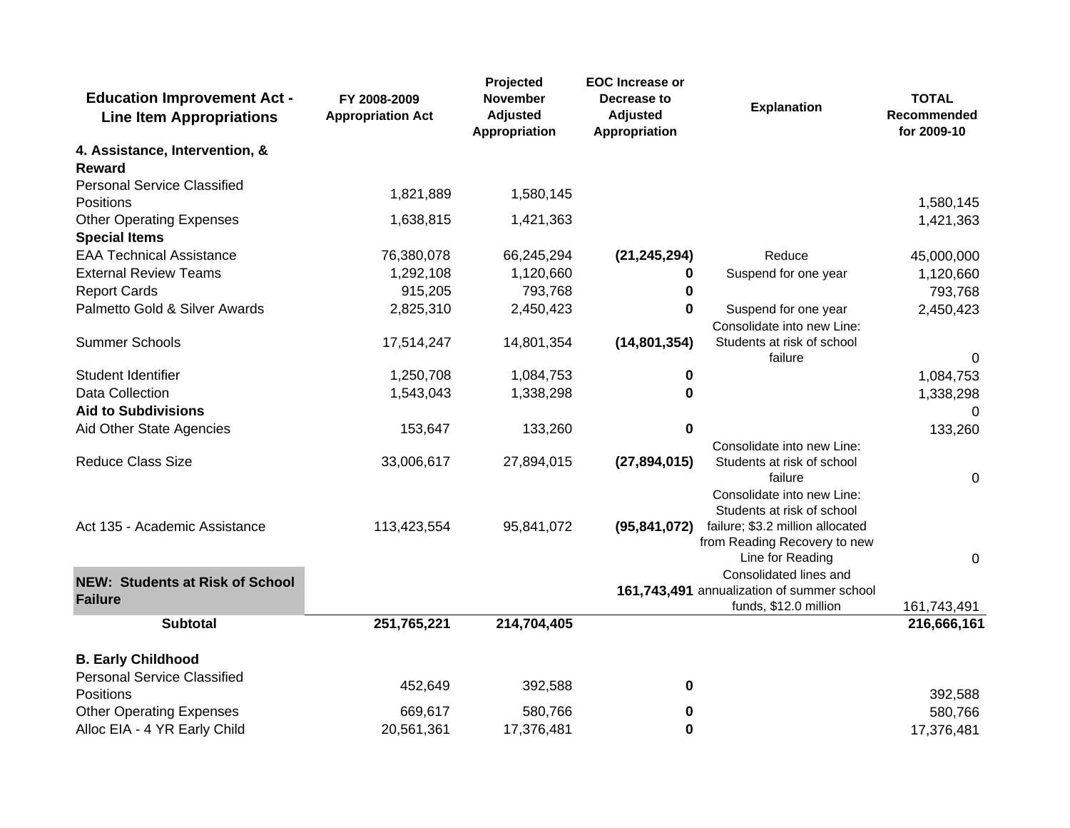| Education Improvement Act - Line Item Appropriations | FY 2008-2009 Appropriation Act | Projected November Adjusted Appropriation | EOC Increase or Decrease to Adjusted Appropriation | Explanation | TOTAL Recommended for 2009-10 |
|---|---|---|---|---|---|
| **4. Assistance, Intervention, & Reward** | | | | | |
| Personal Service Classified Positions | 1,821,889 | 1,580,145 | | | 1,580,145 |
| Other Operating Expenses | 1,638,815 | 1,421,363 | | | 1,421,363 |
| **Special Items** | | | | | |
| EAA Technical Assistance | 76,380,078 | 66,245,294 | **(21,245,294)** | Reduce | 45,000,000 |
| External Review Teams | 1,292,108 | 1,120,660 | **0** | Suspend for one year | 1,120,660 |
| Report Cards | 915,205 | 793,768 | **0** | | 793,768 |
| Palmetto Gold & Silver Awards | 2,825,310 | 2,450,423 | **0** | Suspend for one year | 2,450,423 |
| Summer Schools | 17,514,247 | 14,801,354 | **(14,801,354)** | Consolidate into new Line: Students at risk of school failure | 0 |
| Student Identifier | 1,250,708 | 1,084,753 | **0** | | 1,084,753 |
| Data Collection | 1,543,043 | 1,338,298 | **0** | | 1,338,298 |
| **Aid to Subdivisions** | | | | | 0 |
| Aid Other State Agencies | 153,647 | 133,260 | **0** | | 133,260 |
| Reduce Class Size | 33,006,617 | 27,894,015 | **(27,894,015)** | Consolidate into new Line: Students at risk of school failure | 0 |
| Act 135 - Academic Assistance | 113,423,554 | 95,841,072 | **(95,841,072)** | Consolidate into new Line: Students at risk of school failure; $3.2 million allocated from Reading Recovery to new Line for Reading | 0 |
| **NEW: Students at Risk of School Failure** | | | **161,743,491** | Consolidated lines and annualization of summer school funds, $12.0 million | 161,743,491 |
| **Subtotal** | **251,765,221** | **214,704,405** | | | **216,666,161** |
| | | | | | |
| **B. Early Childhood** | | | | | |
| Personal Service Classified Positions | 452,649 | 392,588 | **0** | | 392,588 |
| Other Operating Expenses | 669,617 | 580,766 | **0** | | 580,766 |
| Alloc EIA - 4 YR Early Child | 20,561,361 | 17,376,481 | **0** | | 17,376,481 |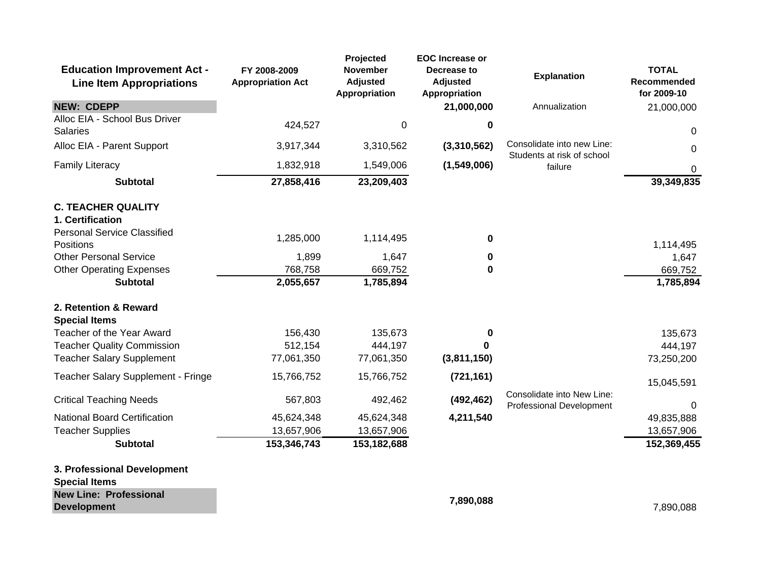| Education Improvement Act - Line Item Appropriations | FY 2008-2009 Appropriation Act | Projected November Adjusted Appropriation | EOC Increase or Decrease to Adjusted Appropriation | Explanation | TOTAL Recommended for 2009-10 |
|---|---|---|---|---|---|
| **NEW: CDEPP** | | | **21,000,000** | Annualization | 21,000,000 |
| Alloc EIA - School Bus Driver Salaries | 424,527 | 0 | **0** | | 0 |
| Alloc EIA - Parent Support | 3,917,344 | 3,310,562 | **(3,310,562)** | Consolidate into new Line: Students at risk of school failure | 0 |
| Family Literacy | 1,832,918 | 1,549,006 | **(1,549,006)** | | 0 |
| **Subtotal** | **27,858,416** | **23,209,403** | | | **39,349,835** |
| | | | | | |
| **C. TEACHER QUALITY** | | | | | |
| **1. Certification** | | | | | |
| Personal Service Classified Positions | 1,285,000 | 1,114,495 | **0** | | 1,114,495 |
| Other Personal Service | 1,899 | 1,647 | **0** | | 1,647 |
| Other Operating Expenses | 768,758 | 669,752 | **0** | | 669,752 |
| **Subtotal** | **2,055,657** | **1,785,894** | | | **1,785,894** |
| | | | | | |
| **2. Retention & Reward** | | | | | |
| **Special Items** | | | | | |
| Teacher of the Year Award | 156,430 | 135,673 | **0** | | 135,673 |
| Teacher Quality Commission | 512,154 | 444,197 | **0** | | 444,197 |
| Teacher Salary Supplement | 77,061,350 | 77,061,350 | **(3,811,150)** | | 73,250,200 |
| Teacher Salary Supplement - Fringe | 15,766,752 | 15,766,752 | **(721,161)** | | 15,045,591 |
| Critical Teaching Needs | 567,803 | 492,462 | **(492,462)** | Consolidate into New Line: Professional Development | 0 |
| National Board Certification | 45,624,348 | 45,624,348 | **4,211,540** | | 49,835,888 |
| Teacher Supplies | 13,657,906 | 13,657,906 | | | 13,657,906 |
| **Subtotal** | **153,346,743** | **153,182,688** | | | **152,369,455** |
| | | | | | |
| **3. Professional Development** | | | | | |
| **Special Items** | | | | | |
| **New Line: Professional Development** | | | **7,890,088** | | 7,890,088 |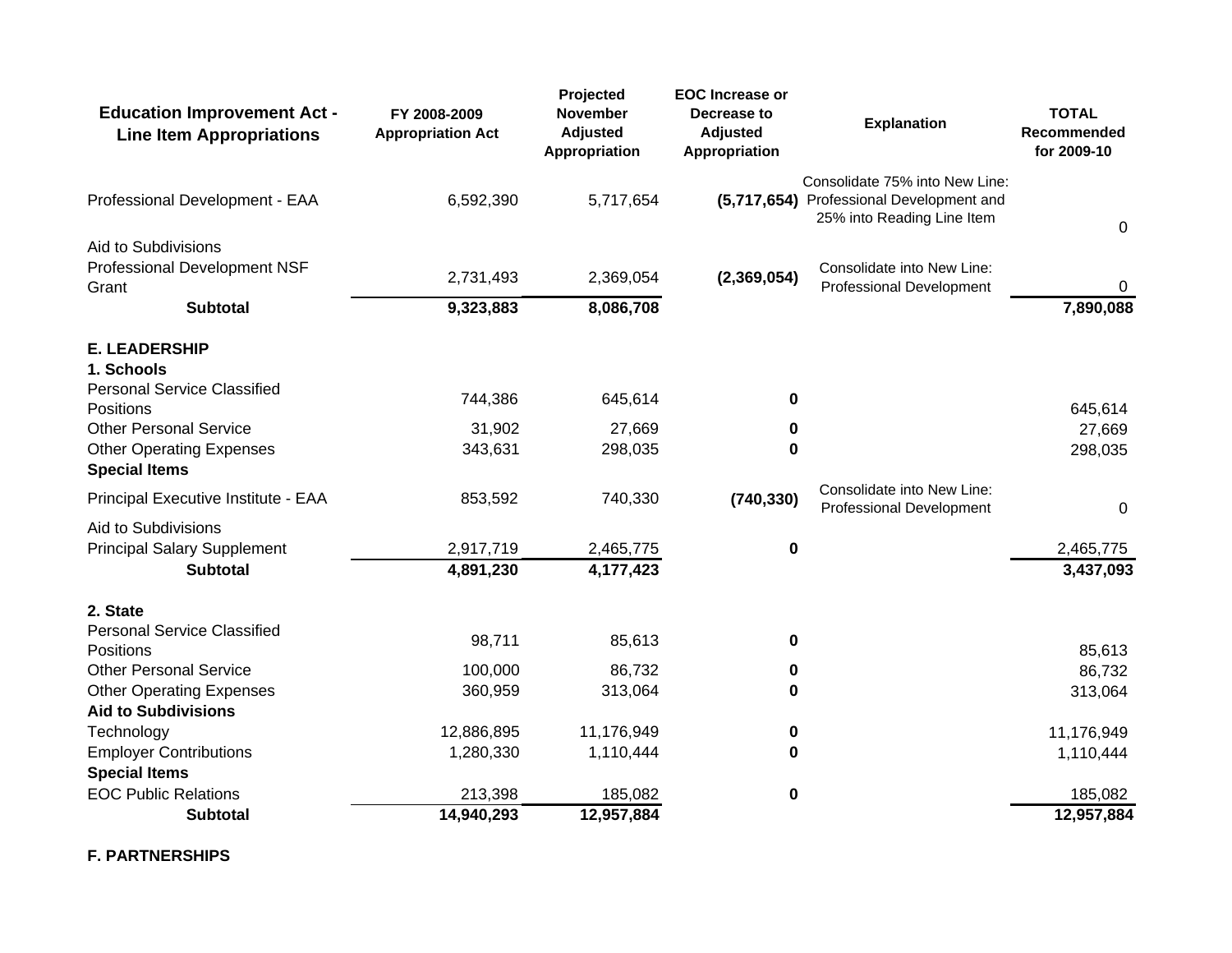| Education Improvement Act - Line Item Appropriations | FY 2008-2009 Appropriation Act | Projected November Adjusted Appropriation | EOC Increase or Decrease to Adjusted Appropriation | Explanation | TOTAL Recommended for 2009-10 |
|---|---|---|---|---|---|
| Professional Development - EAA | 6,592,390 | 5,717,654 | **(5,717,654)** | Consolidate 75% into New Line: Professional Development and 25% into Reading Line Item | 0 |
| Aid to Subdivisions | | | | | |
| Professional Development NSF Grant | 2,731,493 | 2,369,054 | **(2,369,054)** | Consolidate into New Line: Professional Development | 0 |
| **Subtotal** | **9,323,883** | **8,086,708** | | | **7,890,088** |
| **E. LEADERSHIP** | | | | | |
| **1. Schools** | | | | | |
| Personal Service Classified Positions | 744,386 | 645,614 | **0** | | 645,614 |
| Other Personal Service | 31,902 | 27,669 | **0** | | 27,669 |
| Other Operating Expenses | 343,631 | 298,035 | **0** | | 298,035 |
| **Special Items** | | | | | |
| Principal Executive Institute - EAA | 853,592 | 740,330 | **(740,330)** | Consolidate into New Line: Professional Development | 0 |
| Aid to Subdivisions | | | | | |
| Principal Salary Supplement | 2,917,719 | 2,465,775 | **0** | | 2,465,775 |
| **Subtotal** | **4,891,230** | **4,177,423** | | | **3,437,093** |
| **2. State** | | | | | |
| Personal Service Classified Positions | 98,711 | 85,613 | **0** | | 85,613 |
| Other Personal Service | 100,000 | 86,732 | **0** | | 86,732 |
| Other Operating Expenses | 360,959 | 313,064 | **0** | | 313,064 |
| **Aid to Subdivisions** | | | | | |
| Technology | 12,886,895 | 11,176,949 | **0** | | 11,176,949 |
| Employer Contributions | 1,280,330 | 1,110,444 | **0** | | 1,110,444 |
| **Special Items** | | | | | |
| EOC Public Relations | 213,398 | 185,082 | **0** | | 185,082 |
| **Subtotal** | **14,940,293** | **12,957,884** | | | **12,957,884** |

**F. PARTNERSHIPS**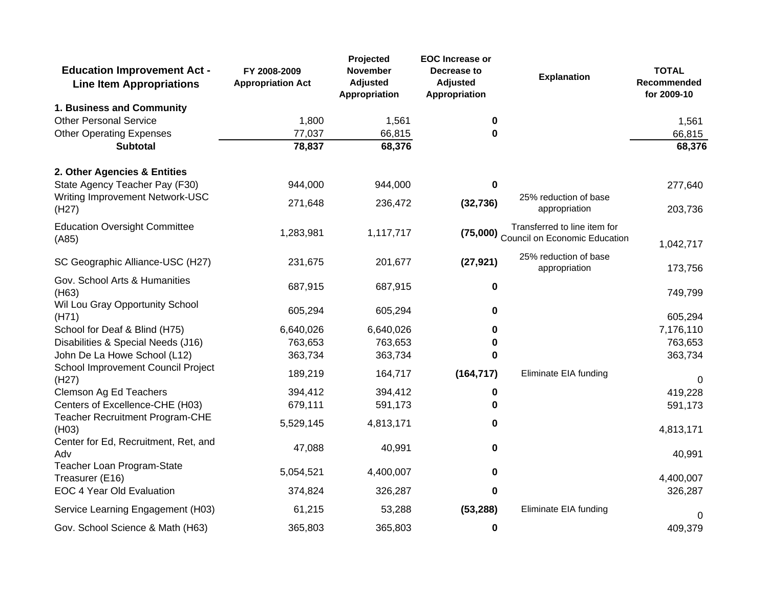| Education Improvement Act - Line Item Appropriations | FY 2008-2009 Appropriation Act | Projected November Adjusted Appropriation | EOC Increase or Decrease to Adjusted Appropriation | Explanation | TOTAL Recommended for 2009-10 |
|---|---|---|---|---|---|
| **1. Business and Community** | | | | | |
| Other Personal Service | 1,800 | 1,561 | **0** | | 1,561 |
| Other Operating Expenses | 77,037 | 66,815 | **0** | | 66,815 |
| **Subtotal** | **78,837** | **68,376** | | | **68,376** |
| **2. Other Agencies & Entities** | | | | | |
| State Agency Teacher Pay (F30) | 944,000 | 944,000 | **0** | | 277,640 |
| Writing Improvement Network-USC (H27) | 271,648 | 236,472 | **(32,736)** | 25% reduction of base appropriation | 203,736 |
| Education Oversight Committee (A85) | 1,283,981 | 1,117,717 | **(75,000)** | Transferred to line item for Council on Economic Education | 1,042,717 |
| SC Geographic Alliance-USC (H27) | 231,675 | 201,677 | **(27,921)** | 25% reduction of base appropriation | 173,756 |
| Gov. School Arts & Humanities (H63) | 687,915 | 687,915 | **0** | | 749,799 |
| Wil Lou Gray Opportunity School (H71) | 605,294 | 605,294 | **0** | | 605,294 |
| School for Deaf & Blind (H75) | 6,640,026 | 6,640,026 | **0** | | 7,176,110 |
| Disabilities & Special Needs (J16) | 763,653 | 763,653 | **0** | | 763,653 |
| John De La Howe School (L12) | 363,734 | 363,734 | **0** | | 363,734 |
| School Improvement Council Project (H27) | 189,219 | 164,717 | **(164,717)** | Eliminate EIA funding | 0 |
| Clemson Ag Ed Teachers | 394,412 | 394,412 | **0** | | 419,228 |
| Centers of Excellence-CHE (H03) | 679,111 | 591,173 | **0** | | 591,173 |
| Teacher Recruitment Program-CHE (H03) | 5,529,145 | 4,813,171 | **0** | | 4,813,171 |
| Center for Ed, Recruitment, Ret, and Adv | 47,088 | 40,991 | **0** | | 40,991 |
| Teacher Loan Program-State Treasurer (E16) | 5,054,521 | 4,400,007 | **0** | | 4,400,007 |
| EOC 4 Year Old Evaluation | 374,824 | 326,287 | **0** | | 326,287 |
| Service Learning Engagement (H03) | 61,215 | 53,288 | **(53,288)** | Eliminate EIA funding | 0 |
| Gov. School Science & Math (H63) | 365,803 | 365,803 | **0** | | 409,379 |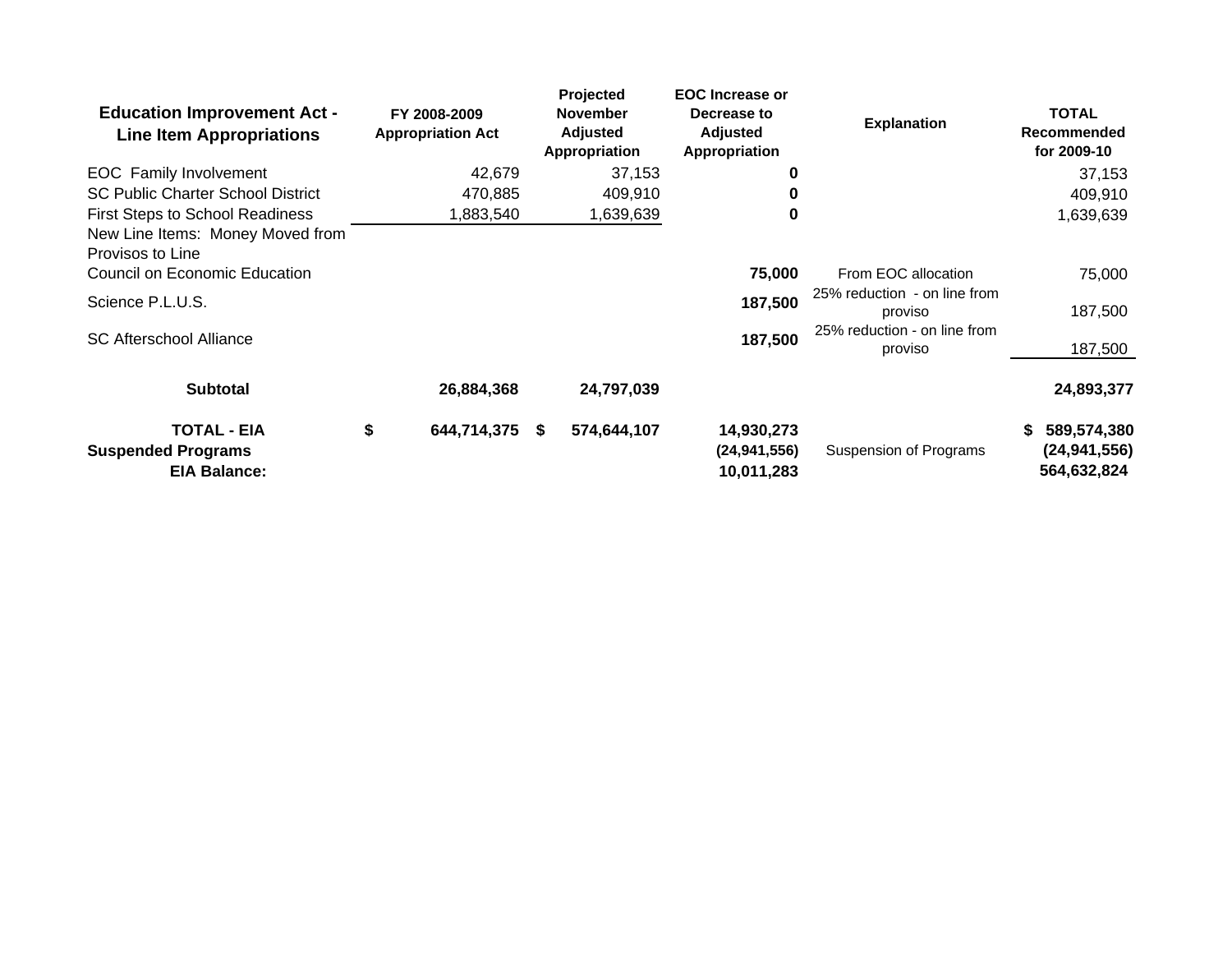| Education Improvement Act - Line Item Appropriations | FY 2008-2009 Appropriation Act | Projected November Adjusted Appropriation | EOC Increase or Decrease to Adjusted Appropriation | Explanation | TOTAL Recommended for 2009-10 |
|---|---|---|---|---|---|
| EOC Family Involvement | 42,679 | 37,153 | **0** | | 37,153 |
| SC Public Charter School District | 470,885 | 409,910 | **0** | | 409,910 |
| First Steps to School Readiness | 1,883,540 | 1,639,639 | **0** | | 1,639,639 |
| New Line Items: Money Moved from Provisos to Line | | | | | |
| Council on Economic Education | | | **75,000** | From EOC allocation | 75,000 |
| Science P.L.U.S. | | | **187,500** | 25% reduction - on line from proviso | 187,500 |
| SC Afterschool Alliance | | | **187,500** | 25% reduction - on line from proviso | 187,500 |
| **Subtotal** | **26,884,368** | **24,797,039** | | | **24,893,377** |
| **TOTAL - EIA** | **$ 644,714,375** | **$ 574,644,107** | **14,930,273** | | **$ 589,574,380** |
| **Suspended Programs** | | | **(24,941,556)** | Suspension of Programs | **(24,941,556)** |
| **EIA Balance:** | | | **10,011,283** | | **564,632,824** |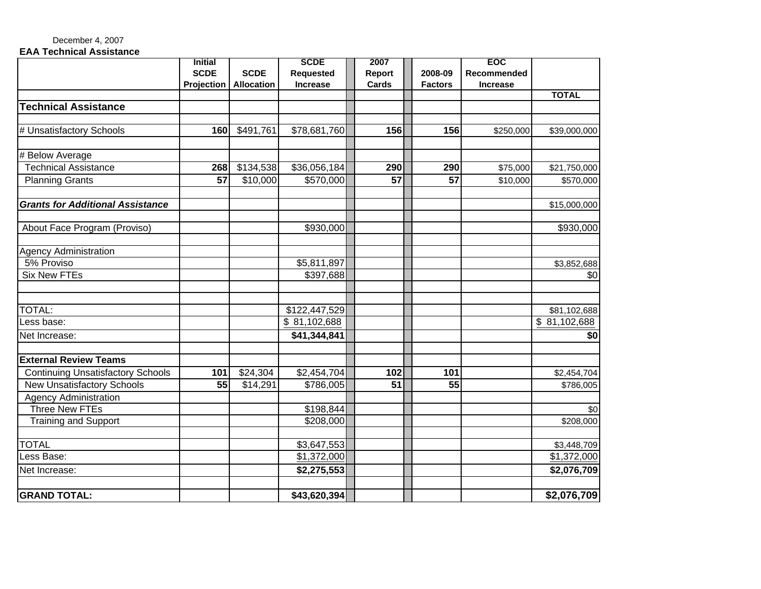December 4, 2007

**EAA Technical Assistance**

| | Initial SCDE Projection | SCDE Allocation | SCDE Requested Increase | | 2007 Report Cards | | 2008-09 Factors | EOC Recommended Increase | TOTAL |
|---|---|---|---|---|---|---|---|---|---|
| **Technical Assistance** | | | | | | | | | |
| # Unsatisfactory Schools | **160** | $491,761 | $78,681,760 | | **156** | | **156** | $250,000 | $39,000,000 |
| # Below Average | | | | | | | | | |
| Technical Assistance | **268** | $134,538 | $36,056,184 | | **290** | | **290** | $75,000 | $21,750,000 |
| Planning Grants | **57** | $10,000 | $570,000 | | **57** | | **57** | $10,000 | $570,000 |
| ***Grants for Additional Assistance*** | | | | | | | | | $15,000,000 |
| About Face Program (Proviso) | | | $930,000 | | | | | | $930,000 |
| Agency Administration | | | | | | | | | |
| 5% Proviso | | | $5,811,897 | | | | | | $3,852,688 |
| Six New FTEs | | | $397,688 | | | | | | $0 |
| TOTAL: | | | $122,447,529 | | | | | | $81,102,688 |
| Less base: | | | $ 81,102,688 | | | | | | $ 81,102,688 |
| Net Increase: | | | **$41,344,841** | | | | | | **$0** |
| **External Review Teams** | | | | | | | | | |
| Continuing Unsatisfactory Schools | **101** | $24,304 | $2,454,704 | | **102** | | **101** | | $2,454,704 |
| New Unsatisfactory Schools | **55** | $14,291 | $786,005 | | **51** | | **55** | | $786,005 |
| Agency Administration | | | | | | | | | |
| Three New FTEs | | | $198,844 | | | | | | $0 |
| Training and Support | | | $208,000 | | | | | | $208,000 |
| TOTAL | | | $3,647,553 | | | | | | $3,448,709 |
| Less Base: | | | $1,372,000 | | | | | | $1,372,000 |
| Net Increase: | | | **$2,275,553** | | | | | | **$2,076,709** |
| **GRAND TOTAL:** | | | **$43,620,394** | | | | | | **$2,076,709** |